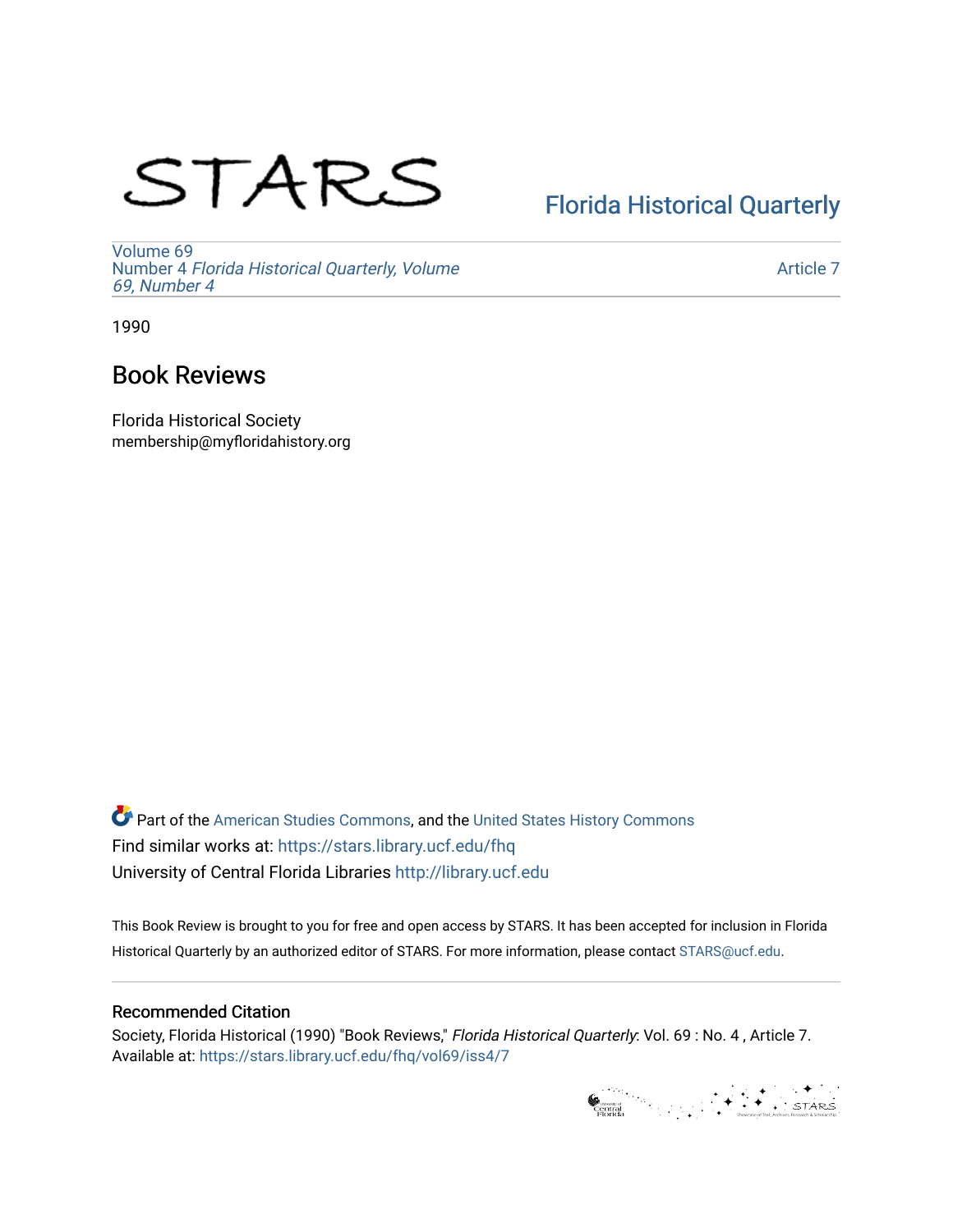STARS

Florida Historical Quarterly

Volume 69
Number 4 *Florida Historical Quarterly, Volume 69, Number 4*

Article 7

1990

# Book Reviews

Florida Historical Society
membership@myfloridahistory.org

Part of the American Studies Commons, and the United States History Commons
Find similar works at: https://stars.library.ucf.edu/fhq
University of Central Florida Libraries http://library.ucf.edu

This Book Review is brought to you for free and open access by STARS. It has been accepted for inclusion in Florida Historical Quarterly by an authorized editor of STARS. For more information, please contact STARS@ucf.edu.

## Recommended Citation

Society, Florida Historical (1990) "Book Reviews," *Florida Historical Quarterly*: Vol. 69 : No. 4 , Article 7.
Available at: https://stars.library.ucf.edu/fhq/vol69/iss4/7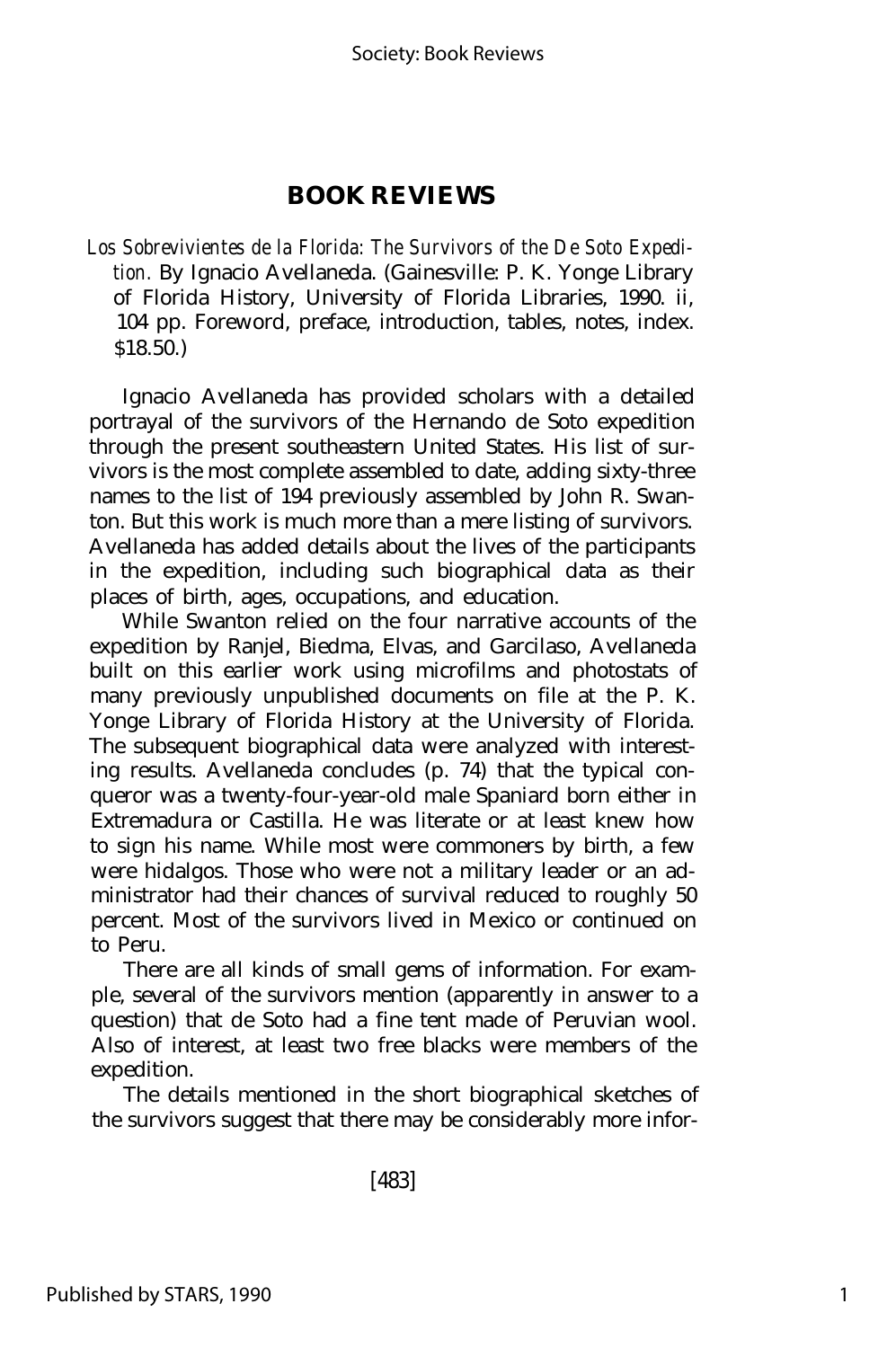## BOOK REVIEWS

*Los Sobrevivientes de la Florida: The Survivors of the De Soto Expedition.* By Ignacio Avellaneda. (Gainesville: P. K. Yonge Library of Florida History, University of Florida Libraries, 1990. ii, 104 pp. Foreword, preface, introduction, tables, notes, index. $18.50.)

Ignacio Avellaneda has provided scholars with a detailed portrayal of the survivors of the Hernando de Soto expedition through the present southeastern United States. His list of survivors is the most complete assembled to date, adding sixty-three names to the list of 194 previously assembled by John R. Swanton. But this work is much more than a mere listing of survivors. Avellaneda has added details about the lives of the participants in the expedition, including such biographical data as their places of birth, ages, occupations, and education.

While Swanton relied on the four narrative accounts of the expedition by Ranjel, Biedma, Elvas, and Garcilaso, Avellaneda built on this earlier work using microfilms and photostats of many previously unpublished documents on file at the P. K. Yonge Library of Florida History at the University of Florida. The subsequent biographical data were analyzed with interesting results. Avellaneda concludes (p. 74) that the typical conqueror was a twenty-four-year-old male Spaniard born either in Extremadura or Castilla. He was literate or at least knew how to sign his name. While most were commoners by birth, a few were hidalgos. Those who were not a military leader or an administrator had their chances of survival reduced to roughly 50 percent. Most of the survivors lived in Mexico or continued on to Peru.

There are all kinds of small gems of information. For example, several of the survivors mention (apparently in answer to a question) that de Soto had a fine tent made of Peruvian wool. Also of interest, at least two free blacks were members of the expedition.

The details mentioned in the short biographical sketches of the survivors suggest that there may be considerably more infor-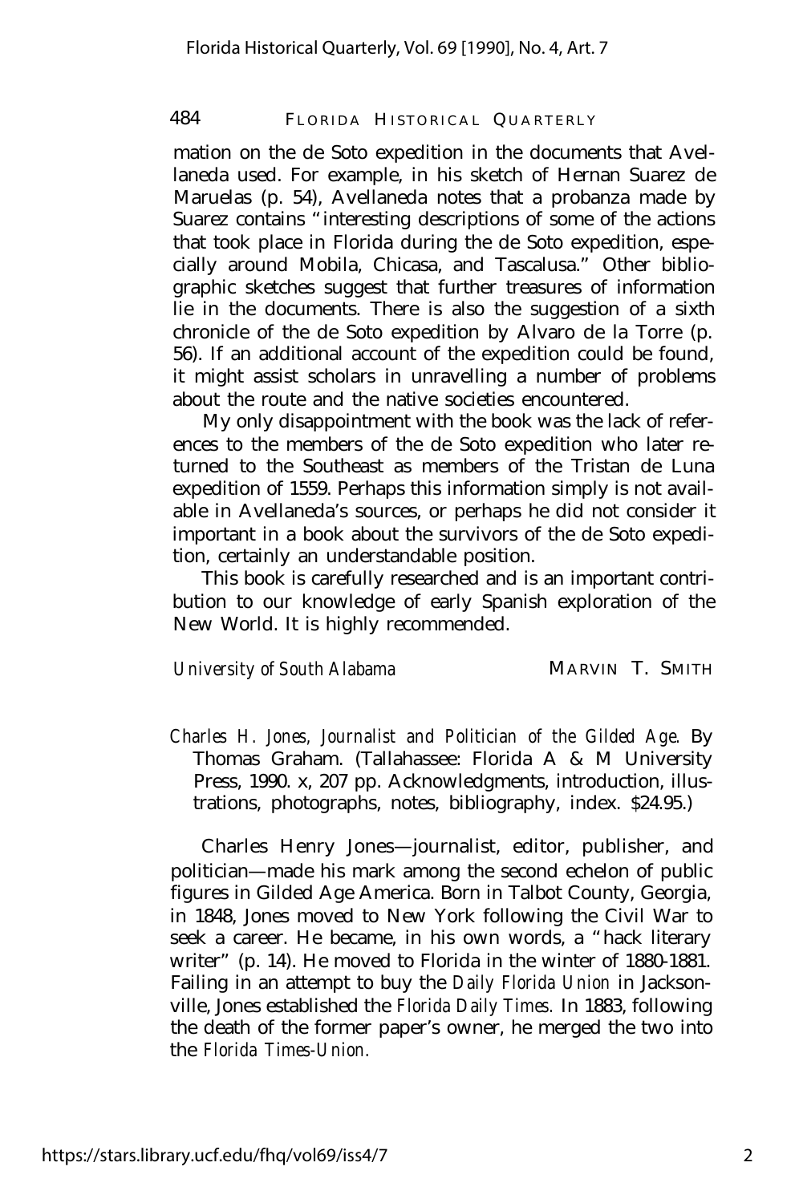mation on the de Soto expedition in the documents that Avellaneda used. For example, in his sketch of Hernan Suarez de Maruelas (p. 54), Avellaneda notes that a probanza made by Suarez contains "interesting descriptions of some of the actions that took place in Florida during the de Soto expedition, especially around Mobila, Chicasa, and Tascalusa." Other bibliographic sketches suggest that further treasures of information lie in the documents. There is also the suggestion of a sixth chronicle of the de Soto expedition by Alvaro de la Torre (p. 56). If an additional account of the expedition could be found, it might assist scholars in unravelling a number of problems about the route and the native societies encountered.

My only disappointment with the book was the lack of references to the members of the de Soto expedition who later returned to the Southeast as members of the Tristan de Luna expedition of 1559. Perhaps this information simply is not available in Avellaneda's sources, or perhaps he did not consider it important in a book about the survivors of the de Soto expedition, certainly an understandable position.

This book is carefully researched and is an important contribution to our knowledge of early Spanish exploration of the New World. It is highly recommended.

*University of South Alabama* MARVIN T. SMITH

*Charles H. Jones, Journalist and Politician of the Gilded Age*. By Thomas Graham. (Tallahassee: Florida A & M University Press, 1990. x, 207 pp. Acknowledgments, introduction, illustrations, photographs, notes, bibliography, index. $24.95.)

Charles Henry Jones— journalist, editor, publisher, and politician— made his mark among the second echelon of public figures in Gilded Age America. Born in Talbot County, Georgia, in 1848, Jones moved to New York following the Civil War to seek a career. He became, in his own words, a "hack literary writer" (p. 14). He moved to Florida in the winter of 1880-1881. Failing in an attempt to buy the *Daily Florida Union* in Jacksonville, Jones established the *Florida Daily Times.* In 1883, following the death of the former paper's owner, he merged the two into the *Florida Times-Union.*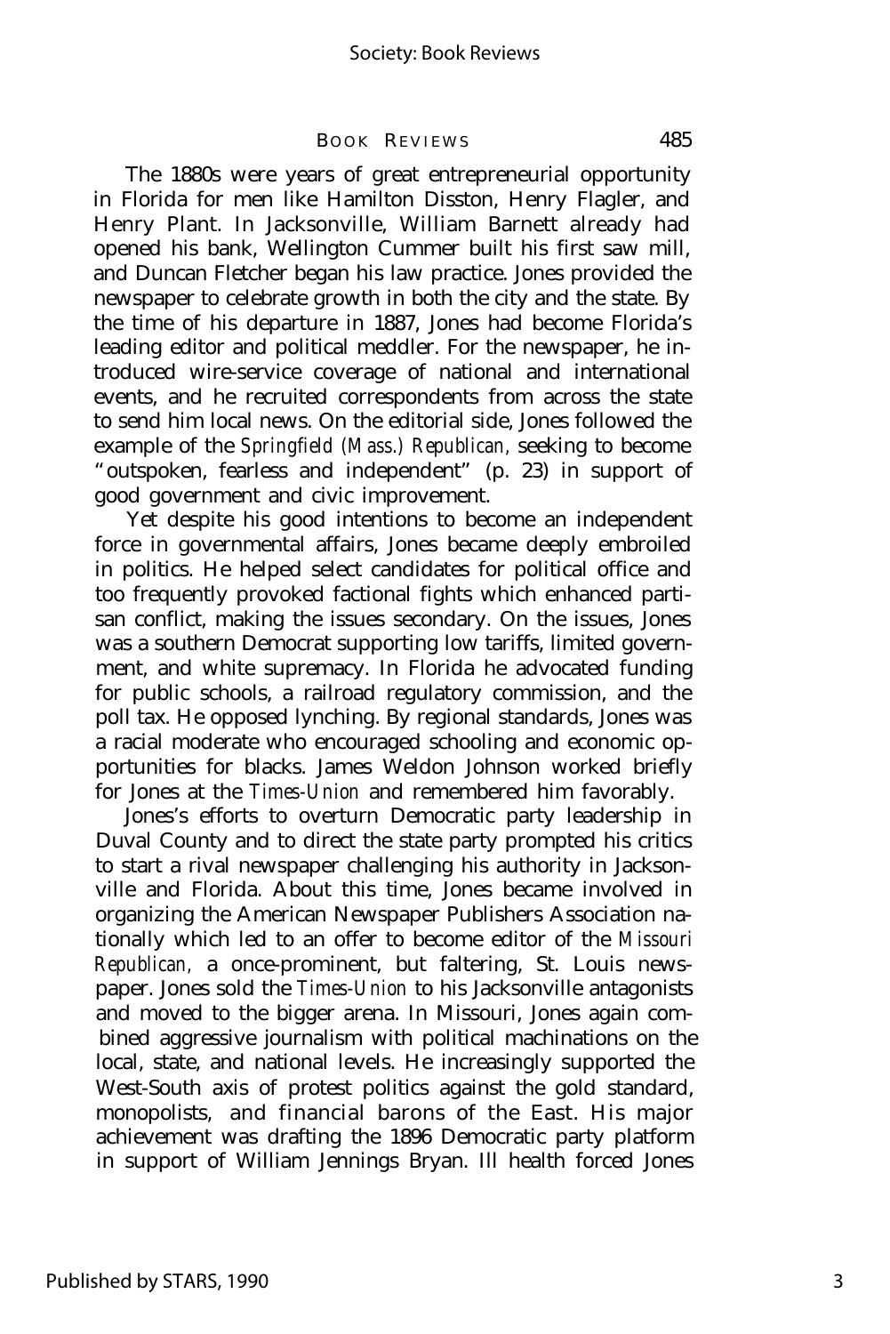The 1880s were years of great entrepreneurial opportunity in Florida for men like Hamilton Disston, Henry Flagler, and Henry Plant. In Jacksonville, William Barnett already had opened his bank, Wellington Cummer built his first saw mill, and Duncan Fletcher began his law practice. Jones provided the newspaper to celebrate growth in both the city and the state. By the time of his departure in 1887, Jones had become Florida's leading editor and political meddler. For the newspaper, he introduced wire-service coverage of national and international events, and he recruited correspondents from across the state to send him local news. On the editorial side, Jones followed the example of the *Springfield (Mass.) Republican,* seeking to become "outspoken, fearless and independent" (p. 23) in support of good government and civic improvement.

Yet despite his good intentions to become an independent force in governmental affairs, Jones became deeply embroiled in politics. He helped select candidates for political office and too frequently provoked factional fights which enhanced partisan conflict, making the issues secondary. On the issues, Jones was a southern Democrat supporting low tariffs, limited government, and white supremacy. In Florida he advocated funding for public schools, a railroad regulatory commission, and the poll tax. He opposed lynching. By regional standards, Jones was a racial moderate who encouraged schooling and economic opportunities for blacks. James Weldon Johnson worked briefly for Jones at the *Times-Union* and remembered him favorably.

Jones's efforts to overturn Democratic party leadership in Duval County and to direct the state party prompted his critics to start a rival newspaper challenging his authority in Jacksonville and Florida. About this time, Jones became involved in organizing the American Newspaper Publishers Association nationally which led to an offer to become editor of the *Missouri Republican,* a once-prominent, but faltering, St. Louis newspaper. Jones sold the *Times-Union* to his Jacksonville antagonists and moved to the bigger arena. In Missouri, Jones again combined aggressive journalism with political machinations on the local, state, and national levels. He increasingly supported the West-South axis of protest politics against the gold standard, monopolists, and financial barons of the East. His major achievement was drafting the 1896 Democratic party platform in support of William Jennings Bryan. Ill health forced Jones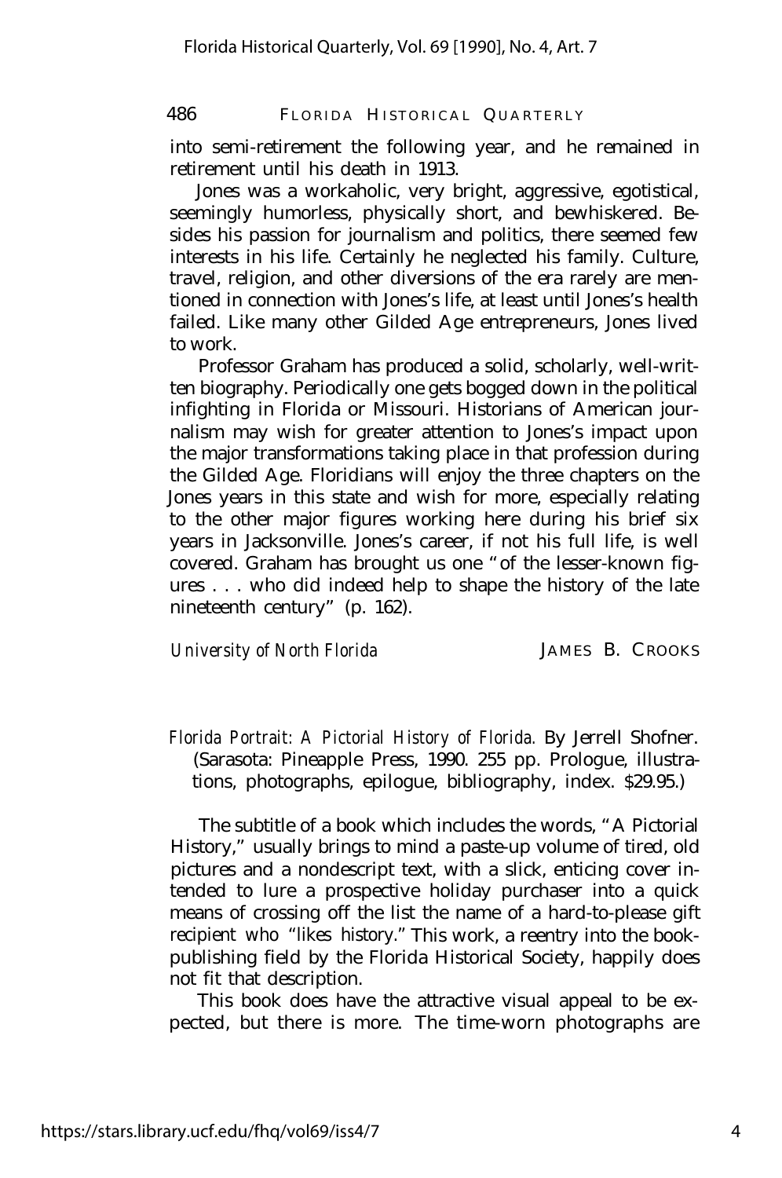into semi-retirement the following year, and he remained in retirement until his death in 1913.

Jones was a workaholic, very bright, aggressive, egotistical, seemingly humorless, physically short, and bewhiskered. Besides his passion for journalism and politics, there seemed few interests in his life. Certainly he neglected his family. Culture, travel, religion, and other diversions of the era rarely are mentioned in connection with Jones's life, at least until Jones's health failed. Like many other Gilded Age entrepreneurs, Jones lived to work.

Professor Graham has produced a solid, scholarly, well-written biography. Periodically one gets bogged down in the political infighting in Florida or Missouri. Historians of American journalism may wish for greater attention to Jones's impact upon the major transformations taking place in that profession during the Gilded Age. Floridians will enjoy the three chapters on the Jones years in this state and wish for more, especially relating to the other major figures working here during his brief six years in Jacksonville. Jones's career, if not his full life, is well covered. Graham has brought us one "of the lesser-known figures . . . who did indeed help to shape the history of the late nineteenth century" (p. 162).

*University of North Florida* JAMES B. CROOKS

*Florida Portrait: A Pictorial History of Florida.* By Jerrell Shofner. (Sarasota: Pineapple Press, 1990. 255 pp. Prologue, illustrations, photographs, epilogue, bibliography, index. $29.95.)

The subtitle of a book which includes the words, "A Pictorial History," usually brings to mind a paste-up volume of tired, old pictures and a nondescript text, with a slick, enticing cover intended to lure a prospective holiday purchaser into a quick means of crossing off the list the name of a hard-to-please gift recipient who "likes history." This work, a reentry into the book-publishing field by the Florida Historical Society, happily does not fit that description.

This book does have the attractive visual appeal to be expected, but there is more. The time-worn photographs are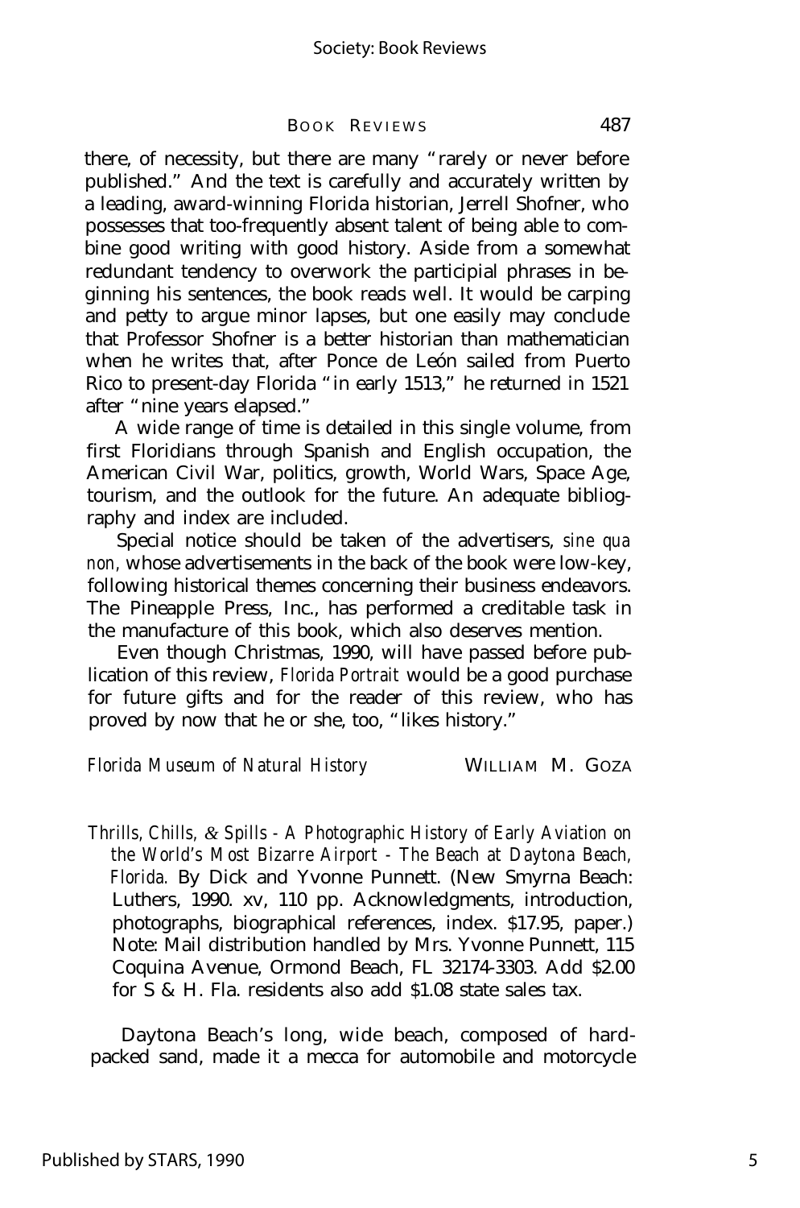there, of necessity, but there are many "rarely or never before published." And the text is carefully and accurately written by a leading, award-winning Florida historian, Jerrell Shofner, who possesses that too-frequently absent talent of being able to combine good writing with good history. Aside from a somewhat redundant tendency to overwork the participial phrases in beginning his sentences, the book reads well. It would be carping and petty to argue minor lapses, but one easily may conclude that Professor Shofner is a better historian than mathematician when he writes that, after Ponce de León sailed from Puerto Rico to present-day Florida "in early 1513," he returned in 1521 after "nine years elapsed."

A wide range of time is detailed in this single volume, from first Floridians through Spanish and English occupation, the American Civil War, politics, growth, World Wars, Space Age, tourism, and the outlook for the future. An adequate bibliography and index are included.

Special notice should be taken of the advertisers, *sine qua non,* whose advertisements in the back of the book were low-key, following historical themes concerning their business endeavors. The Pineapple Press, Inc., has performed a creditable task in the manufacture of this book, which also deserves mention.

Even though Christmas, 1990, will have passed before publication of this review, *Florida Portrait* would be a good purchase for future gifts and for the reader of this review, who has proved by now that he or she, too, "likes history."

*Florida Museum of Natural History* — WILLIAM M. GOZA

*Thrills, Chills, & Spills - A Photographic History of Early Aviation on the World's Most Bizarre Airport - The Beach at Daytona Beach, Florida.* By Dick and Yvonne Punnett. (New Smyrna Beach: Luthers, 1990. xv, 110 pp. Acknowledgments, introduction, photographs, biographical references, index. $17.95, paper.) Note: Mail distribution handled by Mrs. Yvonne Punnett, 115 Coquina Avenue, Ormond Beach, FL 32174-3303. Add $2.00 for S & H. Fla. residents also add $1.08 state sales tax.

Daytona Beach's long, wide beach, composed of hard-packed sand, made it a mecca for automobile and motorcycle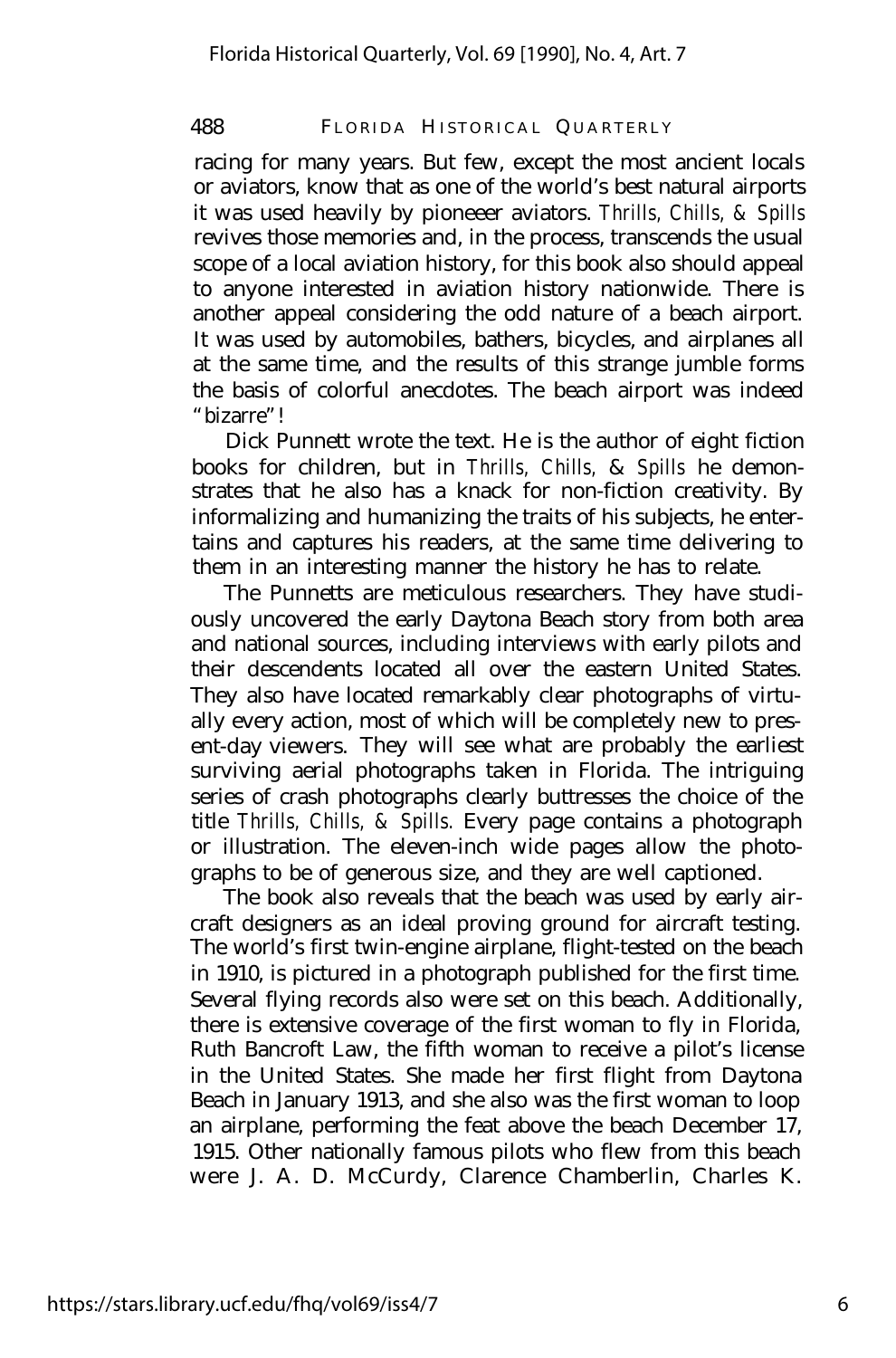racing for many years. But few, except the most ancient locals or aviators, know that as one of the world's best natural airports it was used heavily by pioneeer aviators. *Thrills, Chills, & Spills* revives those memories and, in the process, transcends the usual scope of a local aviation history, for this book also should appeal to anyone interested in aviation history nationwide. There is another appeal considering the odd nature of a beach airport. It was used by automobiles, bathers, bicycles, and airplanes all at the same time, and the results of this strange jumble forms the basis of colorful anecdotes. The beach airport was indeed "bizarre"!

Dick Punnett wrote the text. He is the author of eight fiction books for children, but in *Thrills, Chills, & Spills* he demonstrates that he also has a knack for non-fiction creativity. By informalizing and humanizing the traits of his subjects, he entertains and captures his readers, at the same time delivering to them in an interesting manner the history he has to relate.

The Punnetts are meticulous researchers. They have studiously uncovered the early Daytona Beach story from both area and national sources, including interviews with early pilots and their descendents located all over the eastern United States. They also have located remarkably clear photographs of virtually every action, most of which will be completely new to present-day viewers. They will see what are probably the earliest surviving aerial photographs taken in Florida. The intriguing series of crash photographs clearly buttresses the choice of the title *Thrills, Chills, & Spills.* Every page contains a photograph or illustration. The eleven-inch wide pages allow the photographs to be of generous size, and they are well captioned.

The book also reveals that the beach was used by early aircraft designers as an ideal proving ground for aircraft testing. The world's first twin-engine airplane, flight-tested on the beach in 1910, is pictured in a photograph published for the first time. Several flying records also were set on this beach. Additionally, there is extensive coverage of the first woman to fly in Florida, Ruth Bancroft Law, the fifth woman to receive a pilot's license in the United States. She made her first flight from Daytona Beach in January 1913, and she also was the first woman to loop an airplane, performing the feat above the beach December 17, 1915. Other nationally famous pilots who flew from this beach were J. A. D. McCurdy, Clarence Chamberlin, Charles K.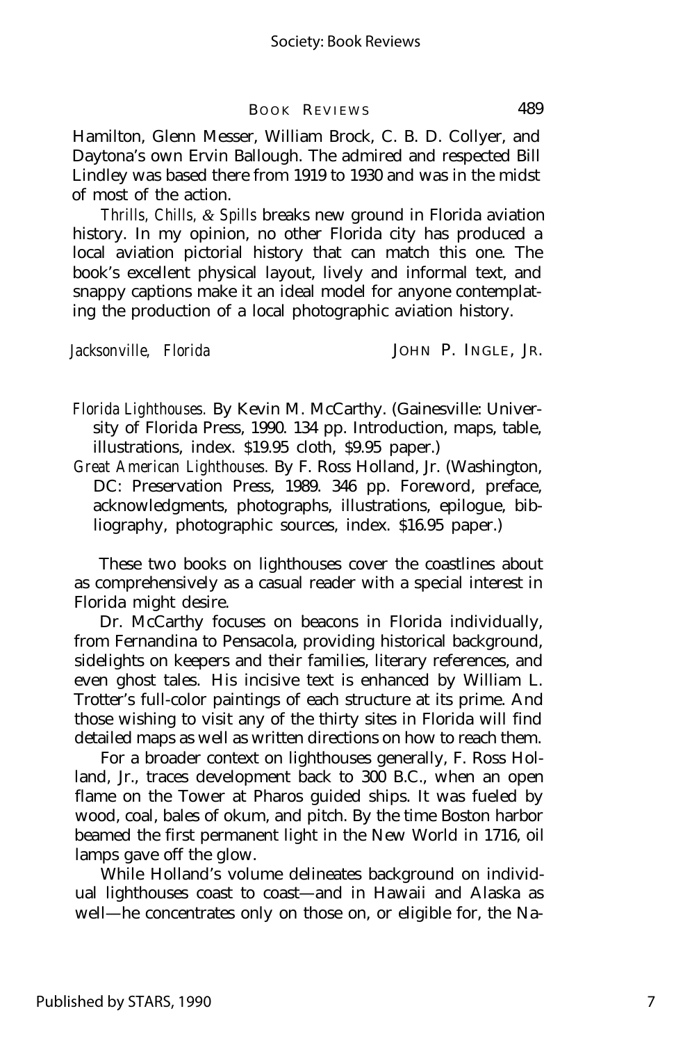Hamilton, Glenn Messer, William Brock, C. B. D. Collyer, and Daytona's own Ervin Ballough. The admired and respected Bill Lindley was based there from 1919 to 1930 and was in the midst of most of the action.

*Thrills, Chills, & Spills* breaks new ground in Florida aviation history. In my opinion, no other Florida city has produced a local aviation pictorial history that can match this one. The book's excellent physical layout, lively and informal text, and snappy captions make it an ideal model for anyone contemplating the production of a local photographic aviation history.

*Jacksonville, Florida* JOHN P. INGLE, JR.

*Florida Lighthouses.* By Kevin M. McCarthy. (Gainesville: University of Florida Press, 1990. 134 pp. Introduction, maps, table, illustrations, index. $19.95 cloth, $9.95 paper.)

*Great American Lighthouses.* By F. Ross Holland, Jr. (Washington, DC: Preservation Press, 1989. 346 pp. Foreword, preface, acknowledgments, photographs, illustrations, epilogue, bibliography, photographic sources, index. $16.95 paper.)

These two books on lighthouses cover the coastlines about as comprehensively as a casual reader with a special interest in Florida might desire.

Dr. McCarthy focuses on beacons in Florida individually, from Fernandina to Pensacola, providing historical background, sidelights on keepers and their families, literary references, and even ghost tales. His incisive text is enhanced by William L. Trotter's full-color paintings of each structure at its prime. And those wishing to visit any of the thirty sites in Florida will find detailed maps as well as written directions on how to reach them.

For a broader context on lighthouses generally, F. Ross Holland, Jr., traces development back to 300 B.C., when an open flame on the Tower at Pharos guided ships. It was fueled by wood, coal, bales of okum, and pitch. By the time Boston harbor beamed the first permanent light in the New World in 1716, oil lamps gave off the glow.

While Holland's volume delineates background on individual lighthouses coast to coast—and in Hawaii and Alaska as well—he concentrates only on those on, or eligible for, the Na-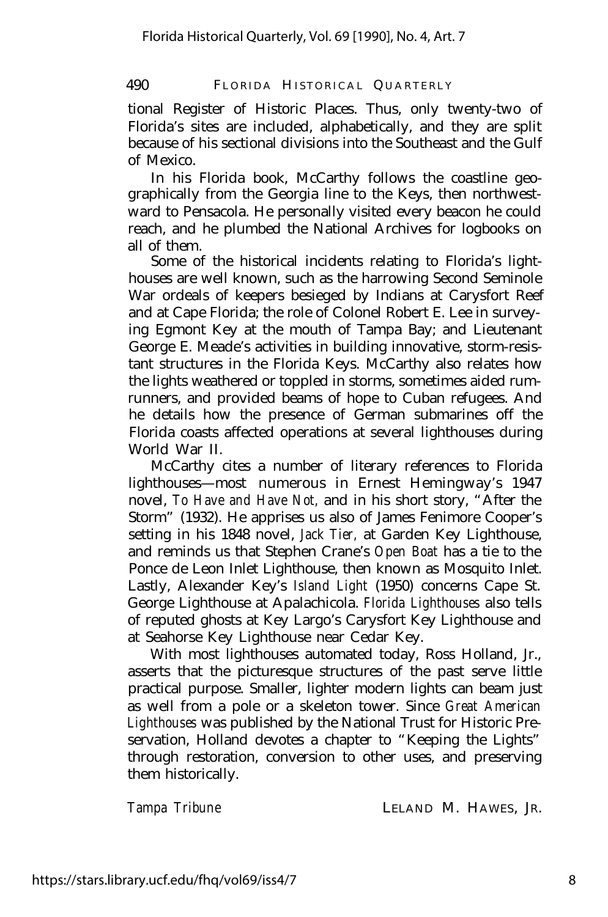tional Register of Historic Places. Thus, only twenty-two of Florida's sites are included, alphabetically, and they are split because of his sectional divisions into the Southeast and the Gulf of Mexico.

In his Florida book, McCarthy follows the coastline geographically from the Georgia line to the Keys, then northwestward to Pensacola. He personally visited every beacon he could reach, and he plumbed the National Archives for logbooks on all of them.

Some of the historical incidents relating to Florida's lighthouses are well known, such as the harrowing Second Seminole War ordeals of keepers besieged by Indians at Carysfort Reef and at Cape Florida; the role of Colonel Robert E. Lee in surveying Egmont Key at the mouth of Tampa Bay; and Lieutenant George E. Meade's activities in building innovative, storm-resistant structures in the Florida Keys. McCarthy also relates how the lights weathered or toppled in storms, sometimes aided rumrunners, and provided beams of hope to Cuban refugees. And he details how the presence of German submarines off the Florida coasts affected operations at several lighthouses during World War II.

McCarthy cites a number of literary references to Florida lighthouses—most numerous in Ernest Hemingway's 1947 novel, *To Have and Have Not,* and in his short story, "After the Storm" (1932). He apprises us also of James Fenimore Cooper's setting in his 1848 novel, *Jack Tier,* at Garden Key Lighthouse, and reminds us that Stephen Crane's *Open Boat* has a tie to the Ponce de Leon Inlet Lighthouse, then known as Mosquito Inlet. Lastly, Alexander Key's *Island Light* (1950) concerns Cape St. George Lighthouse at Apalachicola. *Florida Lighthouses* also tells of reputed ghosts at Key Largo's Carysfort Key Lighthouse and at Seahorse Key Lighthouse near Cedar Key.

With most lighthouses automated today, Ross Holland, Jr., asserts that the picturesque structures of the past serve little practical purpose. Smaller, lighter modern lights can beam just as well from a pole or a skeleton tower. Since *Great American Lighthouses* was published by the National Trust for Historic Preservation, Holland devotes a chapter to "Keeping the Lights" through restoration, conversion to other uses, and preserving them historically.

*Tampa Tribune* LELAND M. HAWES, JR.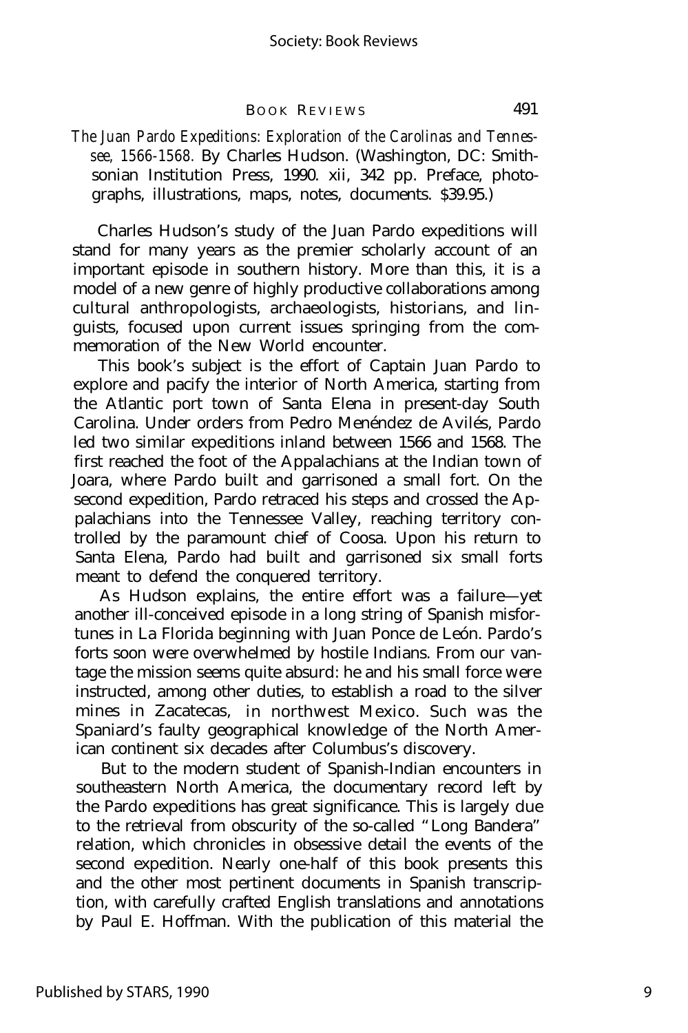*The Juan Pardo Expeditions: Exploration of the Carolinas and Tennessee, 1566-1568.* By Charles Hudson. (Washington, DC: Smithsonian Institution Press, 1990. xii, 342 pp. Preface, photographs, illustrations, maps, notes, documents. $39.95.)

Charles Hudson's study of the Juan Pardo expeditions will stand for many years as the premier scholarly account of an important episode in southern history. More than this, it is a model of a new genre of highly productive collaborations among cultural anthropologists, archaeologists, historians, and linguists, focused upon current issues springing from the commemoration of the New World encounter.

This book's subject is the effort of Captain Juan Pardo to explore and pacify the interior of North America, starting from the Atlantic port town of Santa Elena in present-day South Carolina. Under orders from Pedro Menéndez de Avilés, Pardo led two similar expeditions inland between 1566 and 1568. The first reached the foot of the Appalachians at the Indian town of Joara, where Pardo built and garrisoned a small fort. On the second expedition, Pardo retraced his steps and crossed the Appalachians into the Tennessee Valley, reaching territory controlled by the paramount chief of Coosa. Upon his return to Santa Elena, Pardo had built and garrisoned six small forts meant to defend the conquered territory.

As Hudson explains, the entire effort was a failure—yet another ill-conceived episode in a long string of Spanish misfortunes in La Florida beginning with Juan Ponce de León. Pardo's forts soon were overwhelmed by hostile Indians. From our vantage the mission seems quite absurd: he and his small force were instructed, among other duties, to establish a road to the silver mines in Zacatecas, in northwest Mexico. Such was the Spaniard's faulty geographical knowledge of the North American continent six decades after Columbus's discovery.

But to the modern student of Spanish-Indian encounters in southeastern North America, the documentary record left by the Pardo expeditions has great significance. This is largely due to the retrieval from obscurity of the so-called "Long Bandera" relation, which chronicles in obsessive detail the events of the second expedition. Nearly one-half of this book presents this and the other most pertinent documents in Spanish transcription, with carefully crafted English translations and annotations by Paul E. Hoffman. With the publication of this material the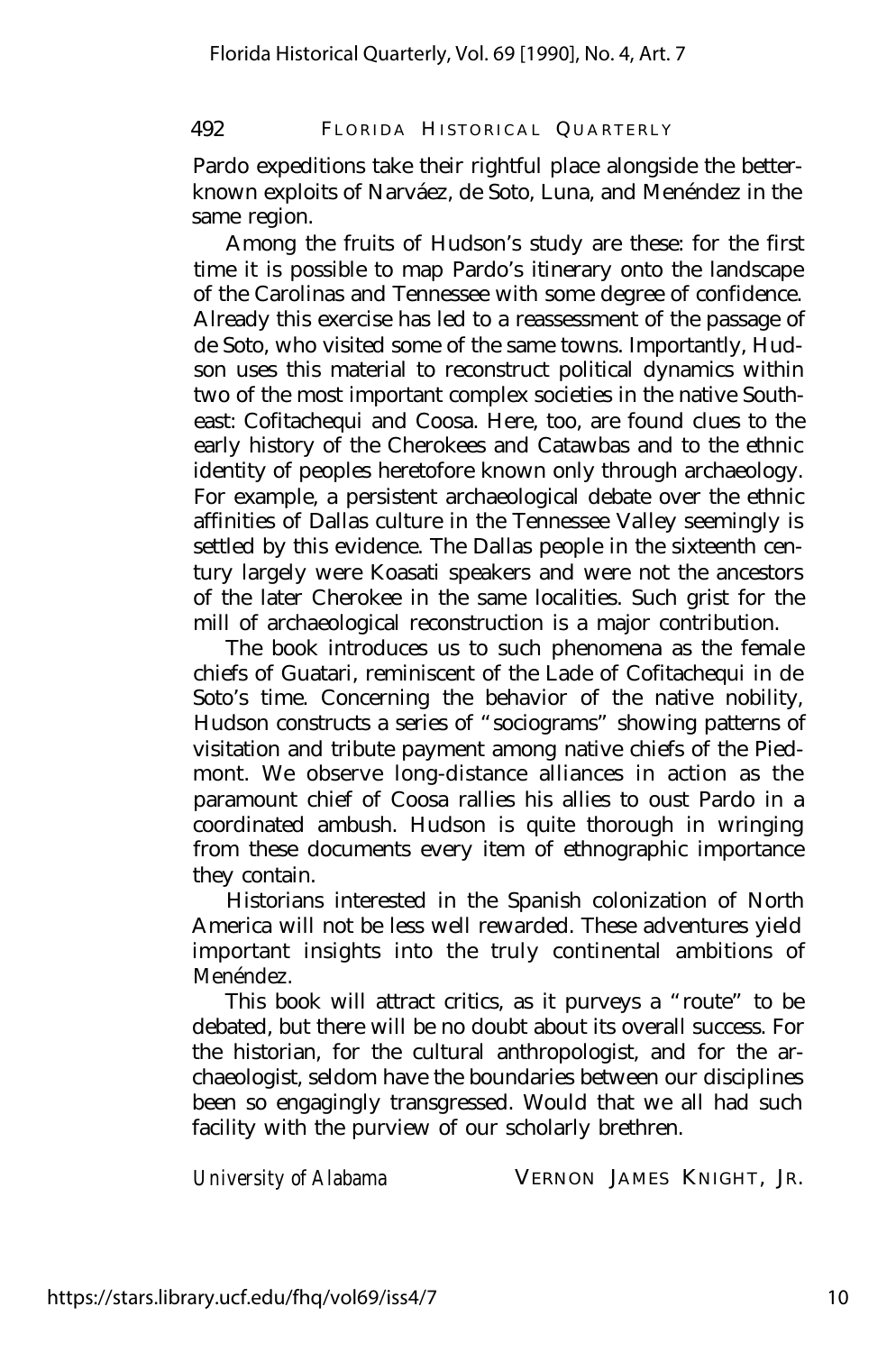Pardo expeditions take their rightful place alongside the better-known exploits of Narváez, de Soto, Luna, and Menéndez in the same region.

Among the fruits of Hudson's study are these: for the first time it is possible to map Pardo's itinerary onto the landscape of the Carolinas and Tennessee with some degree of confidence. Already this exercise has led to a reassessment of the passage of de Soto, who visited some of the same towns. Importantly, Hudson uses this material to reconstruct political dynamics within two of the most important complex societies in the native Southeast: Cofitachequi and Coosa. Here, too, are found clues to the early history of the Cherokees and Catawbas and to the ethnic identity of peoples heretofore known only through archaeology. For example, a persistent archaeological debate over the ethnic affinities of Dallas culture in the Tennessee Valley seemingly is settled by this evidence. The Dallas people in the sixteenth century largely were Koasati speakers and were not the ancestors of the later Cherokee in the same localities. Such grist for the mill of archaeological reconstruction is a major contribution.

The book introduces us to such phenomena as the female chiefs of Guatari, reminiscent of the Lade of Cofitachequi in de Soto's time. Concerning the behavior of the native nobility, Hudson constructs a series of "sociograms" showing patterns of visitation and tribute payment among native chiefs of the Piedmont. We observe long-distance alliances in action as the paramount chief of Coosa rallies his allies to oust Pardo in a coordinated ambush. Hudson is quite thorough in wringing from these documents every item of ethnographic importance they contain.

Historians interested in the Spanish colonization of North America will not be less well rewarded. These adventures yield important insights into the truly continental ambitions of Menéndez.

This book will attract critics, as it purveys a "route" to be debated, but there will be no doubt about its overall success. For the historian, for the cultural anthropologist, and for the archaeologist, seldom have the boundaries between our disciplines been so engagingly transgressed. Would that we all had such facility with the purview of our scholarly brethren.

*University of Alabama* VERNON JAMES KNIGHT, JR.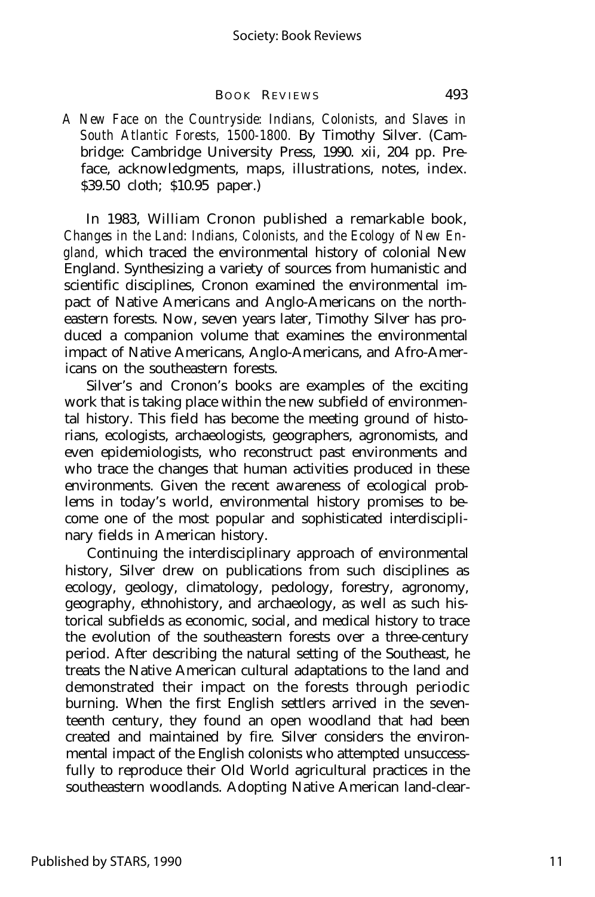*A New Face on the Countryside: Indians, Colonists, and Slaves in South Atlantic Forests, 1500-1800.* By Timothy Silver. (Cambridge: Cambridge University Press, 1990. xii, 204 pp. Preface, acknowledgments, maps, illustrations, notes, index. $39.50 cloth; $10.95 paper.)

In 1983, William Cronon published a remarkable book, *Changes in the Land: Indians, Colonists, and the Ecology of New England,* which traced the environmental history of colonial New England. Synthesizing a variety of sources from humanistic and scientific disciplines, Cronon examined the environmental impact of Native Americans and Anglo-Americans on the northeastern forests. Now, seven years later, Timothy Silver has produced a companion volume that examines the environmental impact of Native Americans, Anglo-Americans, and Afro-Americans on the southeastern forests.

Silver's and Cronon's books are examples of the exciting work that is taking place within the new subfield of environmental history. This field has become the meeting ground of historians, ecologists, archaeologists, geographers, agronomists, and even epidemiologists, who reconstruct past environments and who trace the changes that human activities produced in these environments. Given the recent awareness of ecological problems in today's world, environmental history promises to become one of the most popular and sophisticated interdisciplinary fields in American history.

Continuing the interdisciplinary approach of environmental history, Silver drew on publications from such disciplines as ecology, geology, climatology, pedology, forestry, agronomy, geography, ethnohistory, and archaeology, as well as such historical subfields as economic, social, and medical history to trace the evolution of the southeastern forests over a three-century period. After describing the natural setting of the Southeast, he treats the Native American cultural adaptations to the land and demonstrated their impact on the forests through periodic burning. When the first English settlers arrived in the seventeenth century, they found an open woodland that had been created and maintained by fire. Silver considers the environmental impact of the English colonists who attempted unsuccessfully to reproduce their Old World agricultural practices in the southeastern woodlands. Adopting Native American land-clear-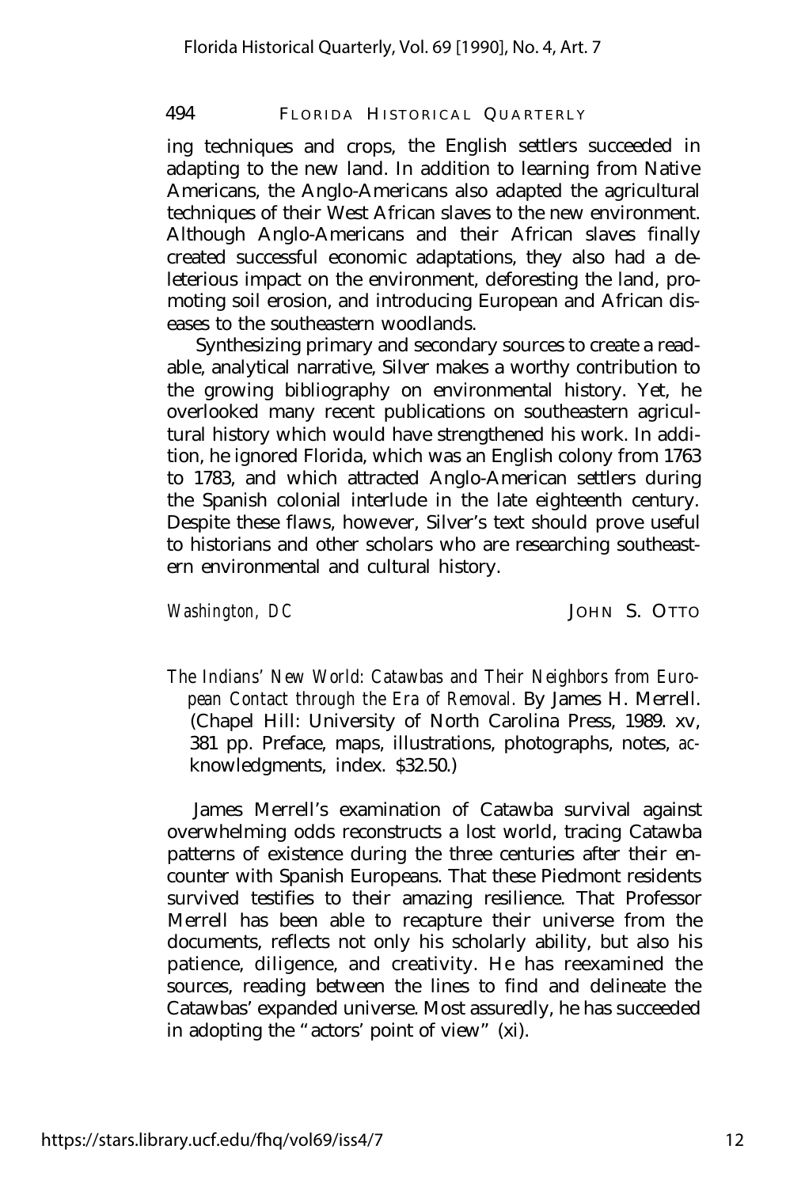ing techniques and crops, the English settlers succeeded in adapting to the new land. In addition to learning from Native Americans, the Anglo-Americans also adapted the agricultural techniques of their West African slaves to the new environment. Although Anglo-Americans and their African slaves finally created successful economic adaptations, they also had a deleterious impact on the environment, deforesting the land, promoting soil erosion, and introducing European and African diseases to the southeastern woodlands.

Synthesizing primary and secondary sources to create a readable, analytical narrative, Silver makes a worthy contribution to the growing bibliography on environmental history. Yet, he overlooked many recent publications on southeastern agricultural history which would have strengthened his work. In addition, he ignored Florida, which was an English colony from 1763 to 1783, and which attracted Anglo-American settlers during the Spanish colonial interlude in the late eighteenth century. Despite these flaws, however, Silver's text should prove useful to historians and other scholars who are researching southeastern environmental and cultural history.

*Washington, DC* JOHN S. OTTO

*The Indians' New World: Catawbas and Their Neighbors from European Contact through the Era of Removal.* By James H. Merrell. (Chapel Hill: University of North Carolina Press, 1989. xv, 381 pp. Preface, maps, illustrations, photographs, notes, acknowledgments, index. $32.50.)

James Merrell's examination of Catawba survival against overwhelming odds reconstructs a lost world, tracing Catawba patterns of existence during the three centuries after their encounter with Spanish Europeans. That these Piedmont residents survived testifies to their amazing resilience. That Professor Merrell has been able to recapture their universe from the documents, reflects not only his scholarly ability, but also his patience, diligence, and creativity. He has reexamined the sources, reading between the lines to find and delineate the Catawbas' expanded universe. Most assuredly, he has succeeded in adopting the "actors' point of view" (xi).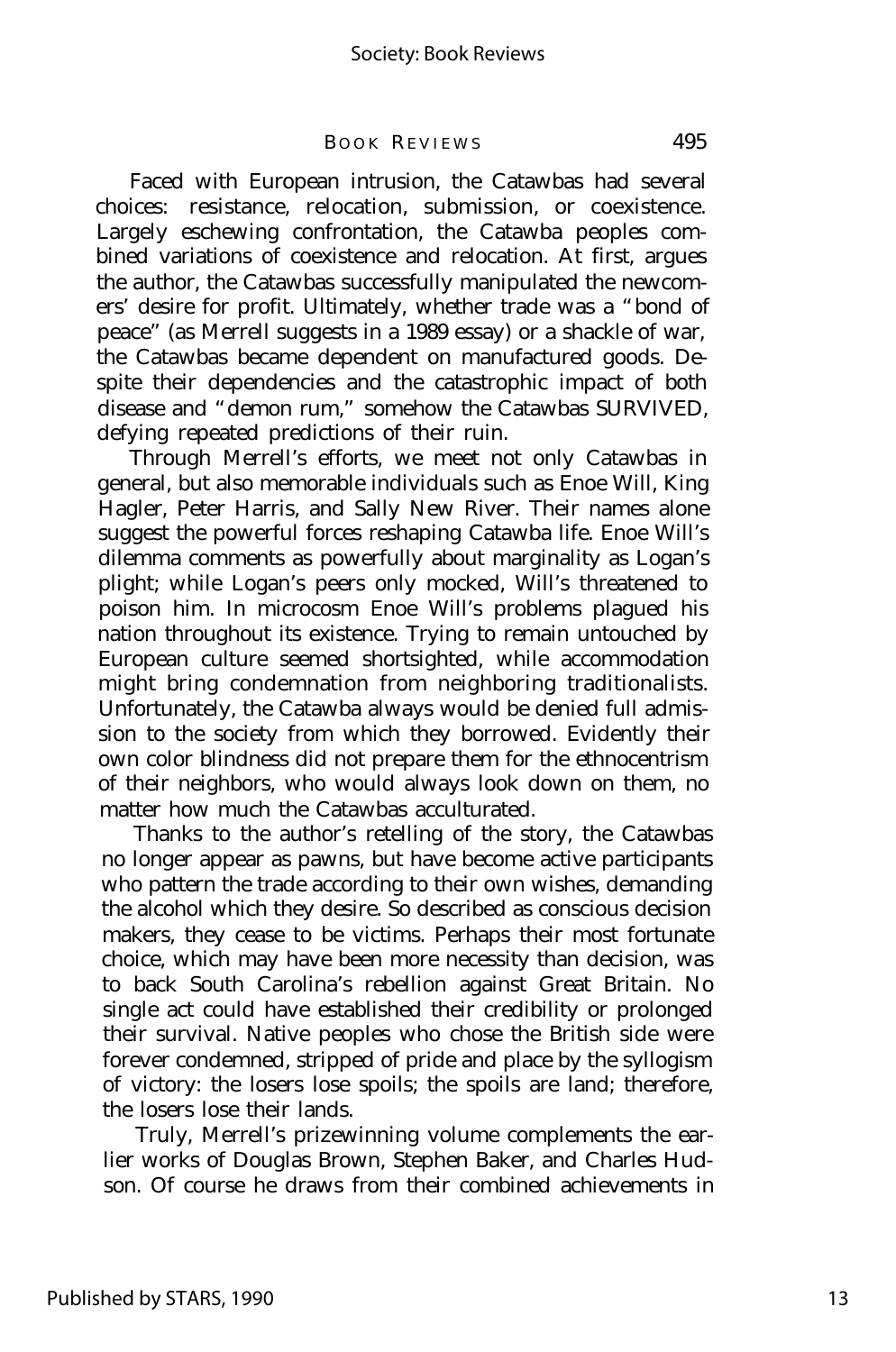Faced with European intrusion, the Catawbas had several choices: resistance, relocation, submission, or coexistence. Largely eschewing confrontation, the Catawba peoples combined variations of coexistence and relocation. At first, argues the author, the Catawbas successfully manipulated the newcomers' desire for profit. Ultimately, whether trade was a "bond of peace" (as Merrell suggests in a 1989 essay) or a shackle of war, the Catawbas became dependent on manufactured goods. Despite their dependencies and the catastrophic impact of both disease and "demon rum," somehow the Catawbas SURVIVED, defying repeated predictions of their ruin.

Through Merrell's efforts, we meet not only Catawbas in general, but also memorable individuals such as Enoe Will, King Hagler, Peter Harris, and Sally New River. Their names alone suggest the powerful forces reshaping Catawba life. Enoe Will's dilemma comments as powerfully about marginality as Logan's plight; while Logan's peers only mocked, Will's threatened to poison him. In microcosm Enoe Will's problems plagued his nation throughout its existence. Trying to remain untouched by European culture seemed shortsighted, while accommodation might bring condemnation from neighboring traditionalists. Unfortunately, the Catawba always would be denied full admission to the society from which they borrowed. Evidently their own color blindness did not prepare them for the ethnocentrism of their neighbors, who would always look down on them, no matter how much the Catawbas acculturated.

Thanks to the author's retelling of the story, the Catawbas no longer appear as pawns, but have become active participants who pattern the trade according to their own wishes, demanding the alcohol which they desire. So described as conscious decision makers, they cease to be victims. Perhaps their most fortunate choice, which may have been more necessity than decision, was to back South Carolina's rebellion against Great Britain. No single act could have established their credibility or prolonged their survival. Native peoples who chose the British side were forever condemned, stripped of pride and place by the syllogism of victory: the losers lose spoils; the spoils are land; therefore, the losers lose their lands.

Truly, Merrell's prizewinning volume complements the earlier works of Douglas Brown, Stephen Baker, and Charles Hudson. Of course he draws from their combined achievements in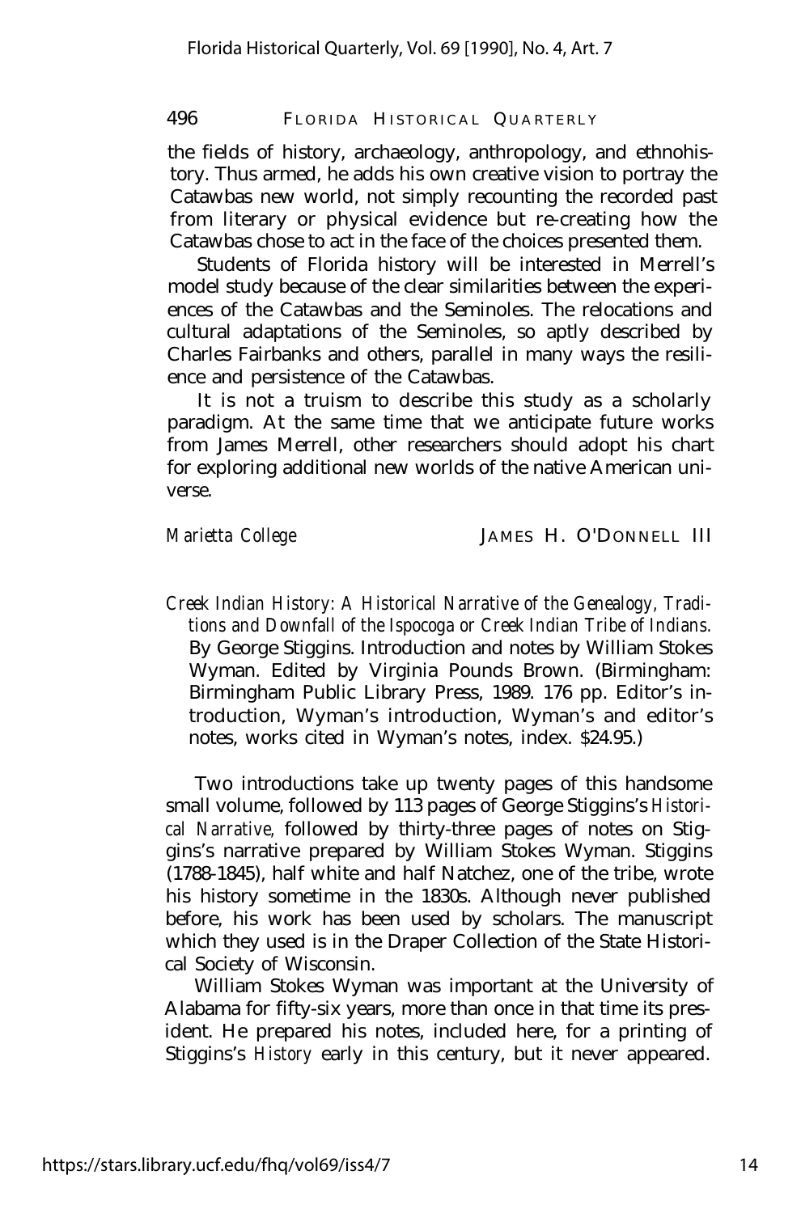the fields of history, archaeology, anthropology, and ethnohistory. Thus armed, he adds his own creative vision to portray the Catawbas new world, not simply recounting the recorded past from literary or physical evidence but re-creating how the Catawbas chose to act in the face of the choices presented them.

Students of Florida history will be interested in Merrell's model study because of the clear similarities between the experiences of the Catawbas and the Seminoles. The relocations and cultural adaptations of the Seminoles, so aptly described by Charles Fairbanks and others, parallel in many ways the resilience and persistence of the Catawbas.

It is not a truism to describe this study as a scholarly paradigm. At the same time that we anticipate future works from James Merrell, other researchers should adopt his chart for exploring additional new worlds of the native American universe.

*Marietta College* JAMES H. O'DONNELL III

*Creek Indian History: A Historical Narrative of the Genealogy, Traditions and Downfall of the Ispocoga or Creek Indian Tribe of Indians.* By George Stiggins. Introduction and notes by William Stokes Wyman. Edited by Virginia Pounds Brown. (Birmingham: Birmingham Public Library Press, 1989. 176 pp. Editor's introduction, Wyman's introduction, Wyman's and editor's notes, works cited in Wyman's notes, index. $24.95.)

Two introductions take up twenty pages of this handsome small volume, followed by 113 pages of George Stiggins's *Historical Narrative,* followed by thirty-three pages of notes on Stiggins's narrative prepared by William Stokes Wyman. Stiggins (1788-1845), half white and half Natchez, one of the tribe, wrote his history sometime in the 1830s. Although never published before, his work has been used by scholars. The manuscript which they used is in the Draper Collection of the State Historical Society of Wisconsin.

William Stokes Wyman was important at the University of Alabama for fifty-six years, more than once in that time its president. He prepared his notes, included here, for a printing of Stiggins's *History* early in this century, but it never appeared.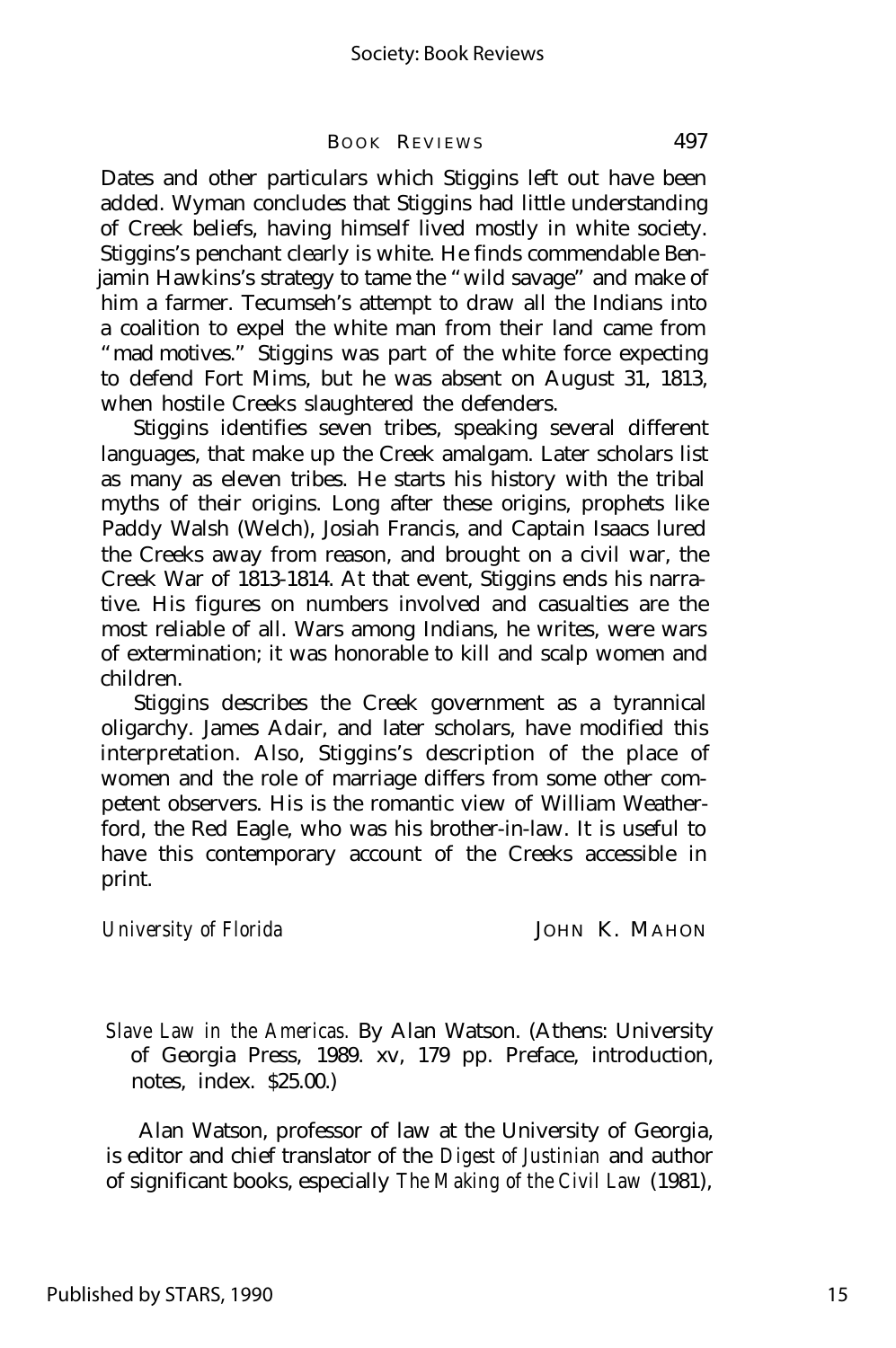Dates and other particulars which Stiggins left out have been added. Wyman concludes that Stiggins had little understanding of Creek beliefs, having himself lived mostly in white society. Stiggins's penchant clearly is white. He finds commendable Benjamin Hawkins's strategy to tame the "wild savage" and make of him a farmer. Tecumseh's attempt to draw all the Indians into a coalition to expel the white man from their land came from "mad motives." Stiggins was part of the white force expecting to defend Fort Mims, but he was absent on August 31, 1813, when hostile Creeks slaughtered the defenders.

Stiggins identifies seven tribes, speaking several different languages, that make up the Creek amalgam. Later scholars list as many as eleven tribes. He starts his history with the tribal myths of their origins. Long after these origins, prophets like Paddy Walsh (Welch), Josiah Francis, and Captain Isaacs lured the Creeks away from reason, and brought on a civil war, the Creek War of 1813-1814. At that event, Stiggins ends his narrative. His figures on numbers involved and casualties are the most reliable of all. Wars among Indians, he writes, were wars of extermination; it was honorable to kill and scalp women and children.

Stiggins describes the Creek government as a tyrannical oligarchy. James Adair, and later scholars, have modified this interpretation. Also, Stiggins's description of the place of women and the role of marriage differs from some other competent observers. His is the romantic view of William Weatherford, the Red Eagle, who was his brother-in-law. It is useful to have this contemporary account of the Creeks accessible in print.

*University of Florida* JOHN K. MAHON

*Slave Law in the Americas.* By Alan Watson. (Athens: University of Georgia Press, 1989. xv, 179 pp. Preface, introduction, notes, index. $25.00.)

Alan Watson, professor of law at the University of Georgia, is editor and chief translator of the *Digest of Justinian* and author of significant books, especially *The Making of the Civil Law* (1981),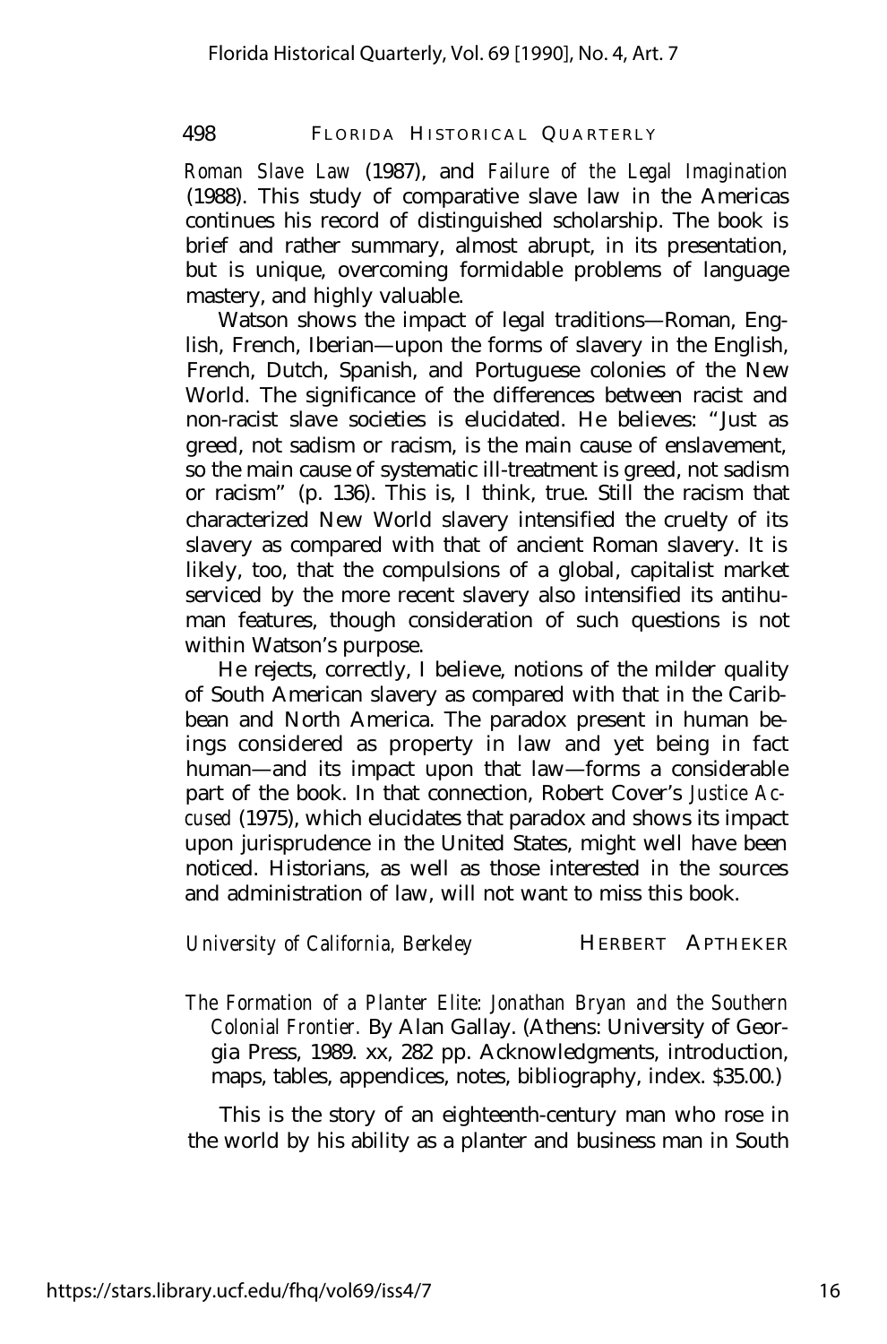*Roman Slave Law* (1987), and *Failure of the Legal Imagination* (1988). This study of comparative slave law in the Americas continues his record of distinguished scholarship. The book is brief and rather summary, almost abrupt, in its presentation, but is unique, overcoming formidable problems of language mastery, and highly valuable.

Watson shows the impact of legal traditions—Roman, English, French, Iberian—upon the forms of slavery in the English, French, Dutch, Spanish, and Portuguese colonies of the New World. The significance of the differences between racist and non-racist slave societies is elucidated. He believes: "Just as greed, not sadism or racism, is the main cause of enslavement, so the main cause of systematic ill-treatment is greed, not sadism or racism" (p. 136). This is, I think, true. Still the racism that characterized New World slavery intensified the cruelty of its slavery as compared with that of ancient Roman slavery. It is likely, too, that the compulsions of a global, capitalist market serviced by the more recent slavery also intensified its antihuman features, though consideration of such questions is not within Watson's purpose.

He rejects, correctly, I believe, notions of the milder quality of South American slavery as compared with that in the Caribbean and North America. The paradox present in human beings considered as property in law and yet being in fact human—and its impact upon that law—forms a considerable part of the book. In that connection, Robert Cover's *Justice Accused* (1975), which elucidates that paradox and shows its impact upon jurisprudence in the United States, might well have been noticed. Historians, as well as those interested in the sources and administration of law, will not want to miss this book.

*University of California, Berkeley* HERBERT APTHEKER

*The Formation of a Planter Elite: Jonathan Bryan and the Southern Colonial Frontier.* By Alan Gallay. (Athens: University of Georgia Press, 1989. xx, 282 pp. Acknowledgments, introduction, maps, tables, appendices, notes, bibliography, index. $35.00.)

This is the story of an eighteenth-century man who rose in the world by his ability as a planter and business man in South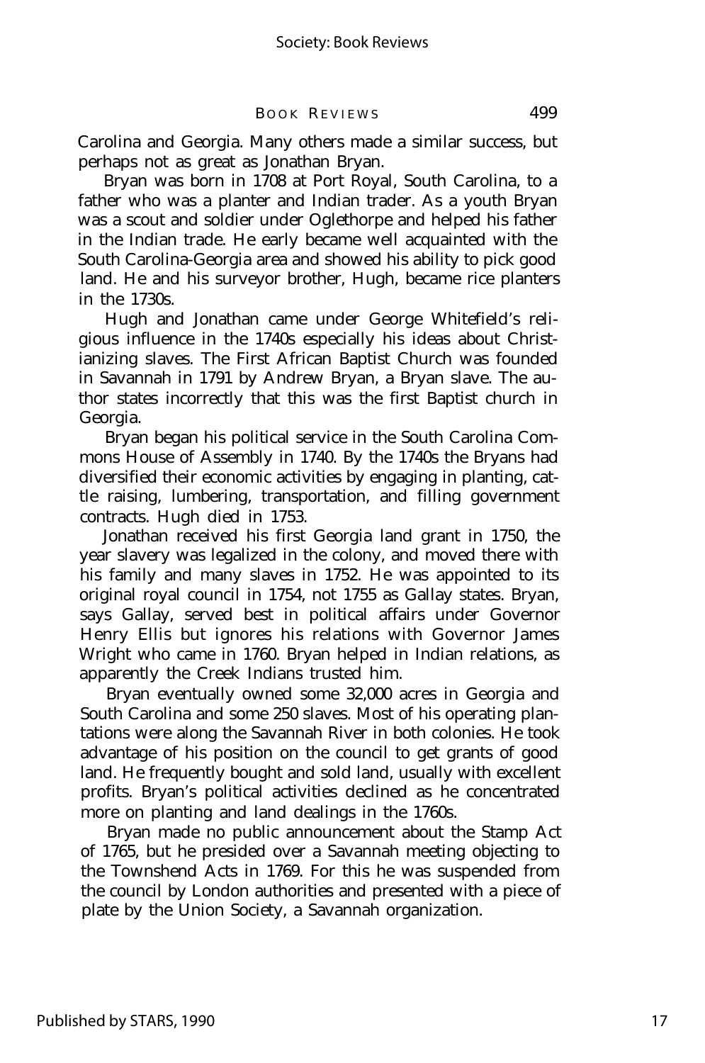Carolina and Georgia. Many others made a similar success, but perhaps not as great as Jonathan Bryan.

Bryan was born in 1708 at Port Royal, South Carolina, to a father who was a planter and Indian trader. As a youth Bryan was a scout and soldier under Oglethorpe and helped his father in the Indian trade. He early became well acquainted with the South Carolina-Georgia area and showed his ability to pick good land. He and his surveyor brother, Hugh, became rice planters in the 1730s.

Hugh and Jonathan came under George Whitefield's religious influence in the 1740s especially his ideas about Christianizing slaves. The First African Baptist Church was founded in Savannah in 1791 by Andrew Bryan, a Bryan slave. The author states incorrectly that this was the first Baptist church in Georgia.

Bryan began his political service in the South Carolina Commons House of Assembly in 1740. By the 1740s the Bryans had diversified their economic activities by engaging in planting, cattle raising, lumbering, transportation, and filling government contracts. Hugh died in 1753.

Jonathan received his first Georgia land grant in 1750, the year slavery was legalized in the colony, and moved there with his family and many slaves in 1752. He was appointed to its original royal council in 1754, not 1755 as Gallay states. Bryan, says Gallay, served best in political affairs under Governor Henry Ellis but ignores his relations with Governor James Wright who came in 1760. Bryan helped in Indian relations, as apparently the Creek Indians trusted him.

Bryan eventually owned some 32,000 acres in Georgia and South Carolina and some 250 slaves. Most of his operating plantations were along the Savannah River in both colonies. He took advantage of his position on the council to get grants of good land. He frequently bought and sold land, usually with excellent profits. Bryan's political activities declined as he concentrated more on planting and land dealings in the 1760s.

Bryan made no public announcement about the Stamp Act of 1765, but he presided over a Savannah meeting objecting to the Townshend Acts in 1769. For this he was suspended from the council by London authorities and presented with a piece of plate by the Union Society, a Savannah organization.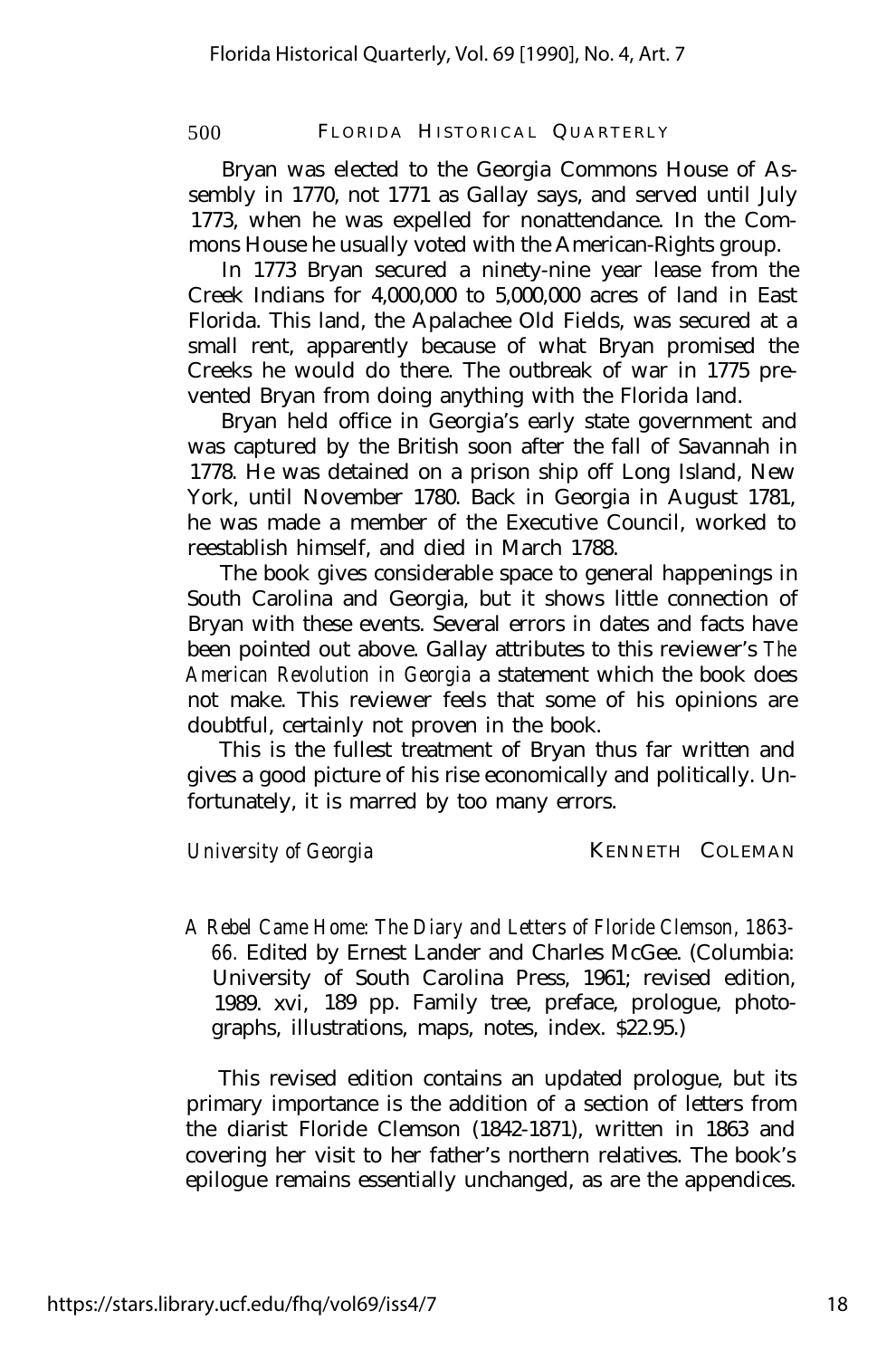Bryan was elected to the Georgia Commons House of Assembly in 1770, not 1771 as Gallay says, and served until July 1773, when he was expelled for nonattendance. In the Commons House he usually voted with the American-Rights group.

In 1773 Bryan secured a ninety-nine year lease from the Creek Indians for 4,000,000 to 5,000,000 acres of land in East Florida. This land, the Apalachee Old Fields, was secured at a small rent, apparently because of what Bryan promised the Creeks he would do there. The outbreak of war in 1775 prevented Bryan from doing anything with the Florida land.

Bryan held office in Georgia's early state government and was captured by the British soon after the fall of Savannah in 1778. He was detained on a prison ship off Long Island, New York, until November 1780. Back in Georgia in August 1781, he was made a member of the Executive Council, worked to reestablish himself, and died in March 1788.

The book gives considerable space to general happenings in South Carolina and Georgia, but it shows little connection of Bryan with these events. Several errors in dates and facts have been pointed out above. Gallay attributes to this reviewer's *The American Revolution in Georgia* a statement which the book does not make. This reviewer feels that some of his opinions are doubtful, certainly not proven in the book.

This is the fullest treatment of Bryan thus far written and gives a good picture of his rise economically and politically. Unfortunately, it is marred by too many errors.

*University of Georgia* — KENNETH COLEMAN

*A Rebel Came Home: The Diary and Letters of Floride Clemson, 1863-66.* Edited by Ernest Lander and Charles McGee. (Columbia: University of South Carolina Press, 1961; revised edition, 1989. xvi, 189 pp. Family tree, preface, prologue, photographs, illustrations, maps, notes, index. $22.95.)

This revised edition contains an updated prologue, but its primary importance is the addition of a section of letters from the diarist Floride Clemson (1842-1871), written in 1863 and covering her visit to her father's northern relatives. The book's epilogue remains essentially unchanged, as are the appendices.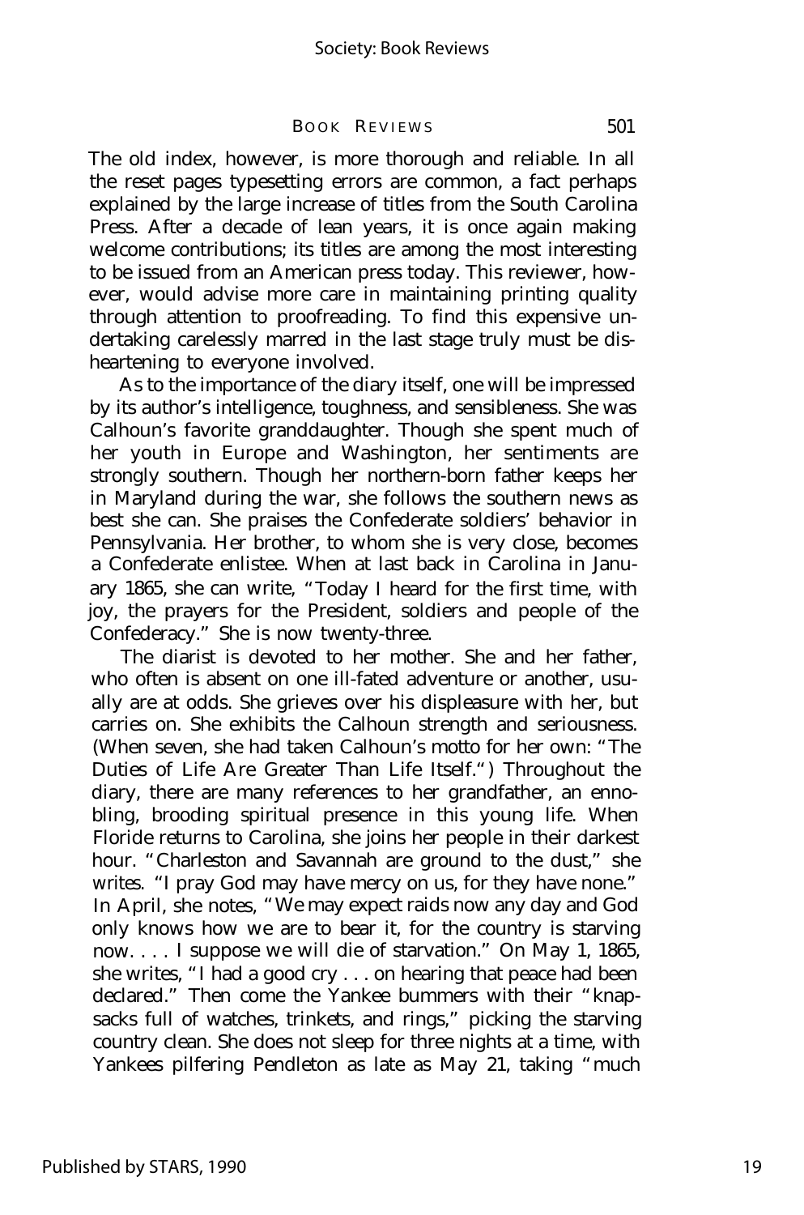The old index, however, is more thorough and reliable. In all the reset pages typesetting errors are common, a fact perhaps explained by the large increase of titles from the South Carolina Press. After a decade of lean years, it is once again making welcome contributions; its titles are among the most interesting to be issued from an American press today. This reviewer, however, would advise more care in maintaining printing quality through attention to proofreading. To find this expensive undertaking carelessly marred in the last stage truly must be disheartening to everyone involved.

As to the importance of the diary itself, one will be impressed by its author's intelligence, toughness, and sensibleness. She was Calhoun's favorite granddaughter. Though she spent much of her youth in Europe and Washington, her sentiments are strongly southern. Though her northern-born father keeps her in Maryland during the war, she follows the southern news as best she can. She praises the Confederate soldiers' behavior in Pennsylvania. Her brother, to whom she is very close, becomes a Confederate enlistee. When at last back in Carolina in January 1865, she can write, "Today I heard for the first time, with joy, the prayers for the President, soldiers and people of the Confederacy." She is now twenty-three.

The diarist is devoted to her mother. She and her father, who often is absent on one ill-fated adventure or another, usually are at odds. She grieves over his displeasure with her, but carries on. She exhibits the Calhoun strength and seriousness. (When seven, she had taken Calhoun's motto for her own: "The Duties of Life Are Greater Than Life Itself.") Throughout the diary, there are many references to her grandfather, an ennobling, brooding spiritual presence in this young life. When Floride returns to Carolina, she joins her people in their darkest hour. "Charleston and Savannah are ground to the dust," she writes. "I pray God may have mercy on us, for they have none." In April, she notes, "We may expect raids now any day and God only knows how we are to bear it, for the country is starving now. . . . I suppose we will die of starvation." On May 1, 1865, she writes, "I had a good cry . . . on hearing that peace had been declared." Then come the Yankee bummers with their "knapsacks full of watches, trinkets, and rings," picking the starving country clean. She does not sleep for three nights at a time, with Yankees pilfering Pendleton as late as May 21, taking "much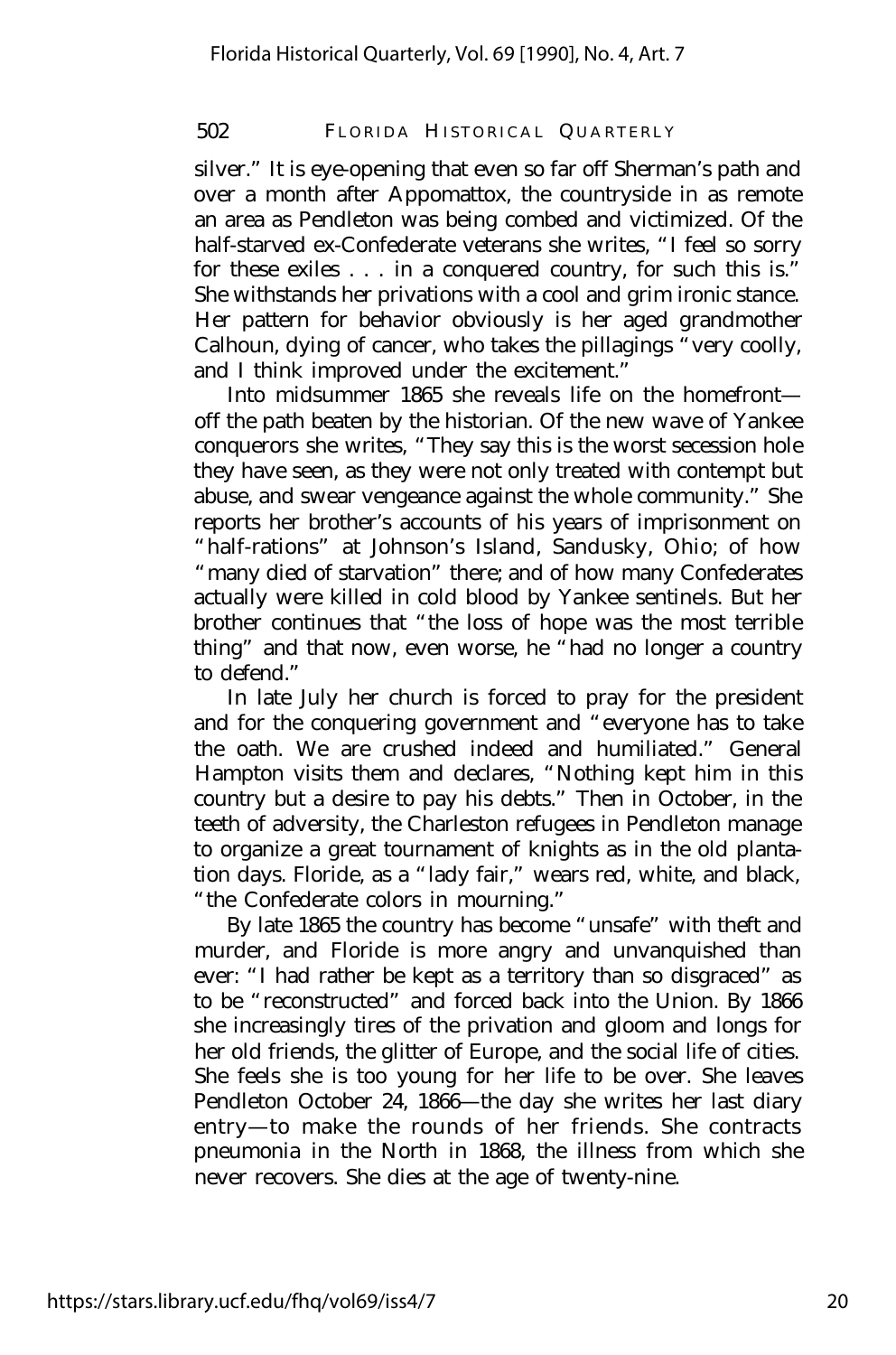silver." It is eye-opening that even so far off Sherman's path and over a month after Appomattox, the countryside in as remote an area as Pendleton was being combed and victimized. Of the half-starved ex-Confederate veterans she writes, "I feel so sorry for these exiles . . . in a conquered country, for such this is." She withstands her privations with a cool and grim ironic stance. Her pattern for behavior obviously is her aged grandmother Calhoun, dying of cancer, who takes the pillagings "very coolly, and I think improved under the excitement."

Into midsummer 1865 she reveals life on the homefront—off the path beaten by the historian. Of the new wave of Yankee conquerors she writes, "They say this is the worst secession hole they have seen, as they were not only treated with contempt but abuse, and swear vengeance against the whole community." She reports her brother's accounts of his years of imprisonment on "half-rations" at Johnson's Island, Sandusky, Ohio; of how "many died of starvation" there; and of how many Confederates actually were killed in cold blood by Yankee sentinels. But her brother continues that "the loss of hope was the most terrible thing" and that now, even worse, he "had no longer a country to defend."

In late July her church is forced to pray for the president and for the conquering government and "everyone has to take the oath. We are crushed indeed and humiliated." General Hampton visits them and declares, "Nothing kept him in this country but a desire to pay his debts." Then in October, in the teeth of adversity, the Charleston refugees in Pendleton manage to organize a great tournament of knights as in the old plantation days. Floride, as a "lady fair," wears red, white, and black, "the Confederate colors in mourning."

By late 1865 the country has become "unsafe" with theft and murder, and Floride is more angry and unvanquished than ever: "I had rather be kept as a territory than so disgraced" as to be "reconstructed" and forced back into the Union. By 1866 she increasingly tires of the privation and gloom and longs for her old friends, the glitter of Europe, and the social life of cities. She feels she is too young for her life to be over. She leaves Pendleton October 24, 1866—the day she writes her last diary entry—to make the rounds of her friends. She contracts pneumonia in the North in 1868, the illness from which she never recovers. She dies at the age of twenty-nine.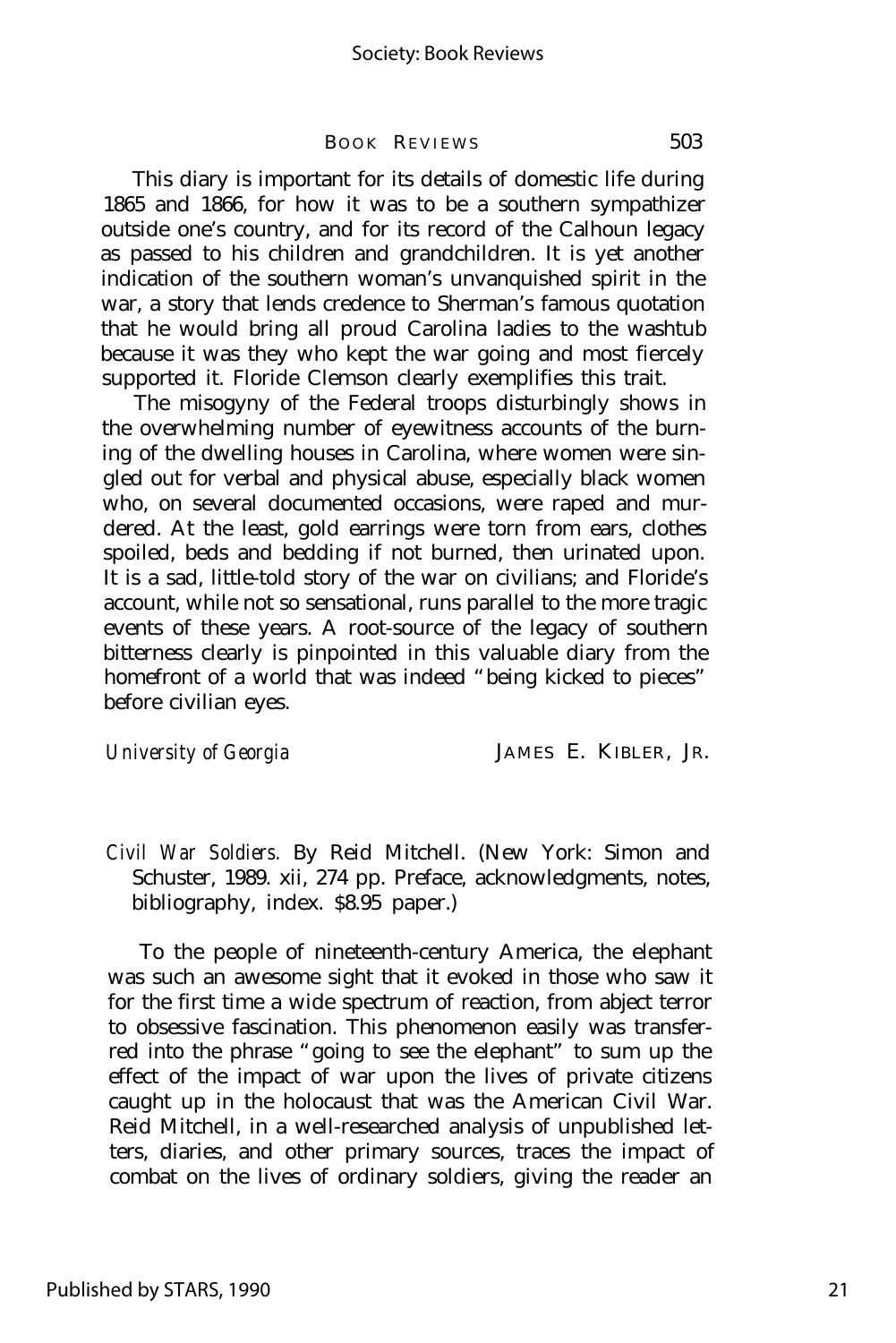This diary is important for its details of domestic life during 1865 and 1866, for how it was to be a southern sympathizer outside one's country, and for its record of the Calhoun legacy as passed to his children and grandchildren. It is yet another indication of the southern woman's unvanquished spirit in the war, a story that lends credence to Sherman's famous quotation that he would bring all proud Carolina ladies to the washtub because it was they who kept the war going and most fiercely supported it. Floride Clemson clearly exemplifies this trait.

The misogyny of the Federal troops disturbingly shows in the overwhelming number of eyewitness accounts of the burning of the dwelling houses in Carolina, where women were singled out for verbal and physical abuse, especially black women who, on several documented occasions, were raped and murdered. At the least, gold earrings were torn from ears, clothes spoiled, beds and bedding if not burned, then urinated upon. It is a sad, little-told story of the war on civilians; and Floride's account, while not so sensational, runs parallel to the more tragic events of these years. A root-source of the legacy of southern bitterness clearly is pinpointed in this valuable diary from the homefront of a world that was indeed "being kicked to pieces" before civilian eyes.

*University of Georgia* JAMES E. KIBLER, JR.

*Civil War Soldiers.* By Reid Mitchell. (New York: Simon and Schuster, 1989. xii, 274 pp. Preface, acknowledgments, notes, bibliography, index. $8.95 paper.)

To the people of nineteenth-century America, the elephant was such an awesome sight that it evoked in those who saw it for the first time a wide spectrum of reaction, from abject terror to obsessive fascination. This phenomenon easily was transferred into the phrase "going to see the elephant" to sum up the effect of the impact of war upon the lives of private citizens caught up in the holocaust that was the American Civil War. Reid Mitchell, in a well-researched analysis of unpublished letters, diaries, and other primary sources, traces the impact of combat on the lives of ordinary soldiers, giving the reader an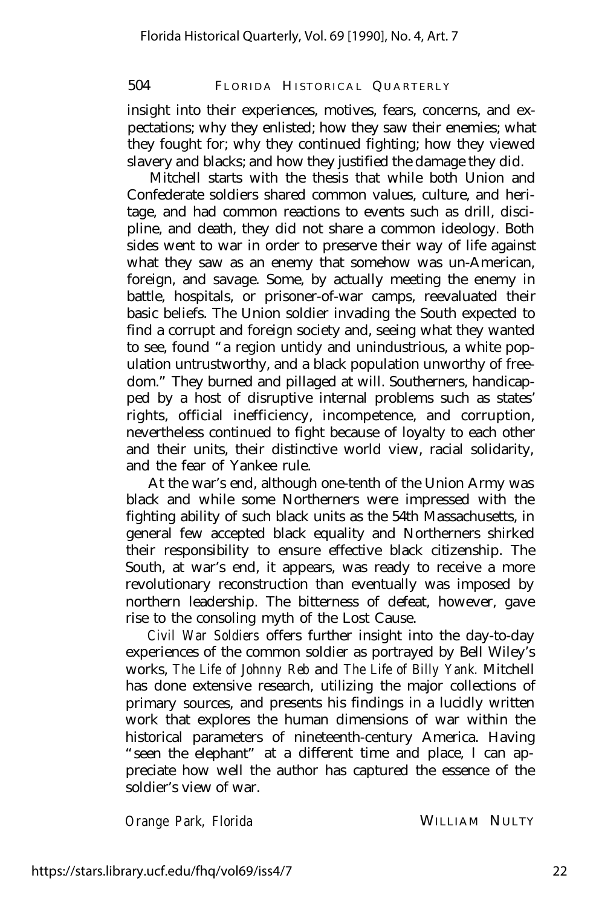insight into their experiences, motives, fears, concerns, and expectations; why they enlisted; how they saw their enemies; what they fought for; why they continued fighting; how they viewed slavery and blacks; and how they justified the damage they did.

Mitchell starts with the thesis that while both Union and Confederate soldiers shared common values, culture, and heritage, and had common reactions to events such as drill, discipline, and death, they did not share a common ideology. Both sides went to war in order to preserve their way of life against what they saw as an enemy that somehow was un-American, foreign, and savage. Some, by actually meeting the enemy in battle, hospitals, or prisoner-of-war camps, reevaluated their basic beliefs. The Union soldier invading the South expected to find a corrupt and foreign society and, seeing what they wanted to see, found "a region untidy and unindustrious, a white population untrustworthy, and a black population unworthy of freedom." They burned and pillaged at will. Southerners, handicapped by a host of disruptive internal problems such as states' rights, official inefficiency, incompetence, and corruption, nevertheless continued to fight because of loyalty to each other and their units, their distinctive world view, racial solidarity, and the fear of Yankee rule.

At the war's end, although one-tenth of the Union Army was black and while some Northerners were impressed with the fighting ability of such black units as the 54th Massachusetts, in general few accepted black equality and Northerners shirked their responsibility to ensure effective black citizenship. The South, at war's end, it appears, was ready to receive a more revolutionary reconstruction than eventually was imposed by northern leadership. The bitterness of defeat, however, gave rise to the consoling myth of the Lost Cause.

*Civil War Soldiers* offers further insight into the day-to-day experiences of the common soldier as portrayed by Bell Wiley's works, *The Life of Johnny Reb* and *The Life of Billy Yank*. Mitchell has done extensive research, utilizing the major collections of primary sources, and presents his findings in a lucidly written work that explores the human dimensions of war within the historical parameters of nineteenth-century America. Having "seen the elephant" at a different time and place, I can appreciate how well the author has captured the essence of the soldier's view of war.

*Orange Park, Florida* WILLIAM NULTY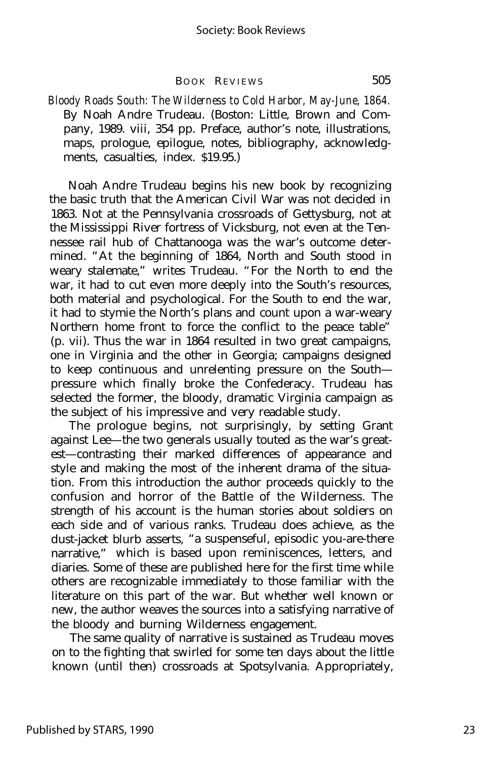*Bloody Roads South: The Wilderness to Cold Harbor, May-June, 1864.* By Noah Andre Trudeau. (Boston: Little, Brown and Company, 1989. viii, 354 pp. Preface, author's note, illustrations, maps, prologue, epilogue, notes, bibliography, acknowledgments, casualties, index. $19.95.)

Noah Andre Trudeau begins his new book by recognizing the basic truth that the American Civil War was not decided in 1863. Not at the Pennsylvania crossroads of Gettysburg, not at the Mississippi River fortress of Vicksburg, not even at the Tennessee rail hub of Chattanooga was the war's outcome determined. "At the beginning of 1864, North and South stood in weary stalemate," writes Trudeau. "For the North to end the war, it had to cut even more deeply into the South's resources, both material and psychological. For the South to end the war, it had to stymie the North's plans and count upon a war-weary Northern home front to force the conflict to the peace table" (p. vii). Thus the war in 1864 resulted in two great campaigns, one in Virginia and the other in Georgia; campaigns designed to keep continuous and unrelenting pressure on the South—pressure which finally broke the Confederacy. Trudeau has selected the former, the bloody, dramatic Virginia campaign as the subject of his impressive and very readable study.

The prologue begins, not surprisingly, by setting Grant against Lee—the two generals usually touted as the war's greatest—contrasting their marked differences of appearance and style and making the most of the inherent drama of the situation. From this introduction the author proceeds quickly to the confusion and horror of the Battle of the Wilderness. The strength of his account is the human stories about soldiers on each side and of various ranks. Trudeau does achieve, as the dust-jacket blurb asserts, "a suspenseful, episodic you-are-there narrative," which is based upon reminiscences, letters, and diaries. Some of these are published here for the first time while others are recognizable immediately to those familiar with the literature on this part of the war. But whether well known or new, the author weaves the sources into a satisfying narrative of the bloody and burning Wilderness engagement.

The same quality of narrative is sustained as Trudeau moves on to the fighting that swirled for some ten days about the little known (until then) crossroads at Spotsylvania. Appropriately,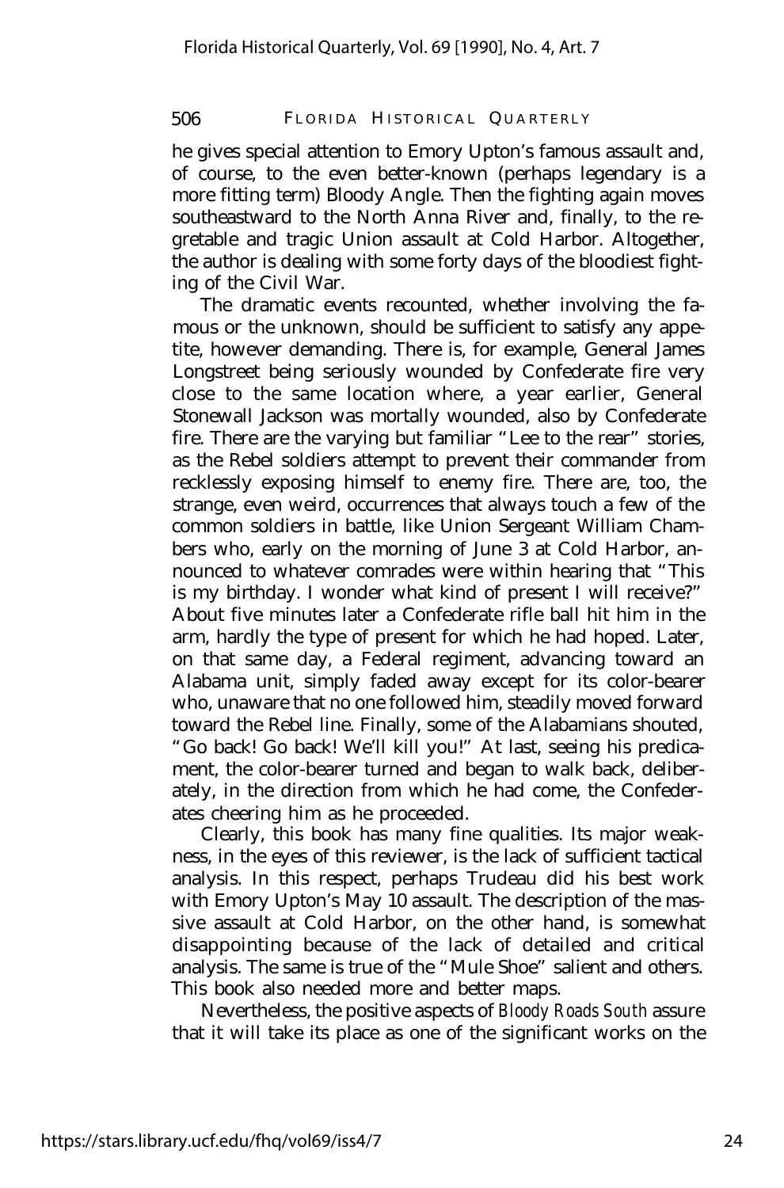he gives special attention to Emory Upton's famous assault and, of course, to the even better-known (perhaps legendary is a more fitting term) Bloody Angle. Then the fighting again moves southeastward to the North Anna River and, finally, to the regretable and tragic Union assault at Cold Harbor. Altogether, the author is dealing with some forty days of the bloodiest fighting of the Civil War.

The dramatic events recounted, whether involving the famous or the unknown, should be sufficient to satisfy any appetite, however demanding. There is, for example, General James Longstreet being seriously wounded by Confederate fire very close to the same location where, a year earlier, General Stonewall Jackson was mortally wounded, also by Confederate fire. There are the varying but familiar "Lee to the rear" stories, as the Rebel soldiers attempt to prevent their commander from recklessly exposing himself to enemy fire. There are, too, the strange, even weird, occurrences that always touch a few of the common soldiers in battle, like Union Sergeant William Chambers who, early on the morning of June 3 at Cold Harbor, announced to whatever comrades were within hearing that "This is my birthday. I wonder what kind of present I will receive?" About five minutes later a Confederate rifle ball hit him in the arm, hardly the type of present for which he had hoped. Later, on that same day, a Federal regiment, advancing toward an Alabama unit, simply faded away except for its color-bearer who, unaware that no one followed him, steadily moved forward toward the Rebel line. Finally, some of the Alabamians shouted, "Go back! Go back! We'll kill you!" At last, seeing his predicament, the color-bearer turned and began to walk back, deliberately, in the direction from which he had come, the Confederates cheering him as he proceeded.

Clearly, this book has many fine qualities. Its major weakness, in the eyes of this reviewer, is the lack of sufficient tactical analysis. In this respect, perhaps Trudeau did his best work with Emory Upton's May 10 assault. The description of the massive assault at Cold Harbor, on the other hand, is somewhat disappointing because of the lack of detailed and critical analysis. The same is true of the "Mule Shoe" salient and others. This book also needed more and better maps.

Nevertheless, the positive aspects of *Bloody Roads South* assure that it will take its place as one of the significant works on the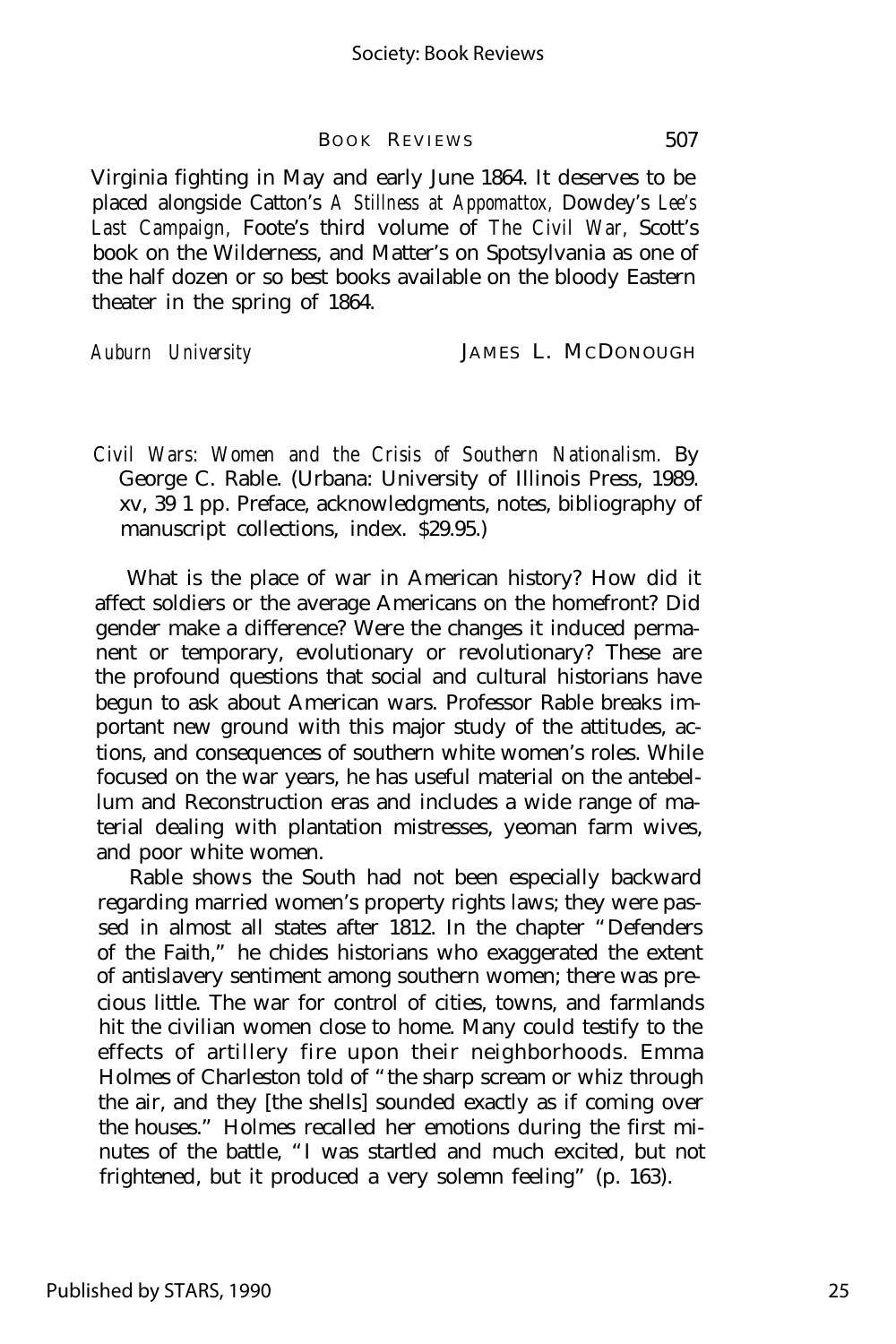Virginia fighting in May and early June 1864. It deserves to be placed alongside Catton's *A Stillness at Appomattox,* Dowdey's *Lee's Last Campaign,* Foote's third volume of *The Civil War,* Scott's book on the Wilderness, and Matter's on Spotsylvania as one of the half dozen or so best books available on the bloody Eastern theater in the spring of 1864.

*Auburn University* JAMES L. MCDONOUGH

*Civil Wars: Women and the Crisis of Southern Nationalism.* By George C. Rable. (Urbana: University of Illinois Press, 1989. xv, 39 1 pp. Preface, acknowledgments, notes, bibliography of manuscript collections, index. $29.95.)

What is the place of war in American history? How did it affect soldiers or the average Americans on the homefront? Did gender make a difference? Were the changes it induced permanent or temporary, evolutionary or revolutionary? These are the profound questions that social and cultural historians have begun to ask about American wars. Professor Rable breaks important new ground with this major study of the attitudes, actions, and consequences of southern white women's roles. While focused on the war years, he has useful material on the antebellum and Reconstruction eras and includes a wide range of material dealing with plantation mistresses, yeoman farm wives, and poor white women.

Rable shows the South had not been especially backward regarding married women's property rights laws; they were passed in almost all states after 1812. In the chapter "Defenders of the Faith," he chides historians who exaggerated the extent of antislavery sentiment among southern women; there was precious little. The war for control of cities, towns, and farmlands hit the civilian women close to home. Many could testify to the effects of artillery fire upon their neighborhoods. Emma Holmes of Charleston told of "the sharp scream or whiz through the air, and they [the shells] sounded exactly as if coming over the houses." Holmes recalled her emotions during the first minutes of the battle, "I was startled and much excited, but not frightened, but it produced a very solemn feeling" (p. 163).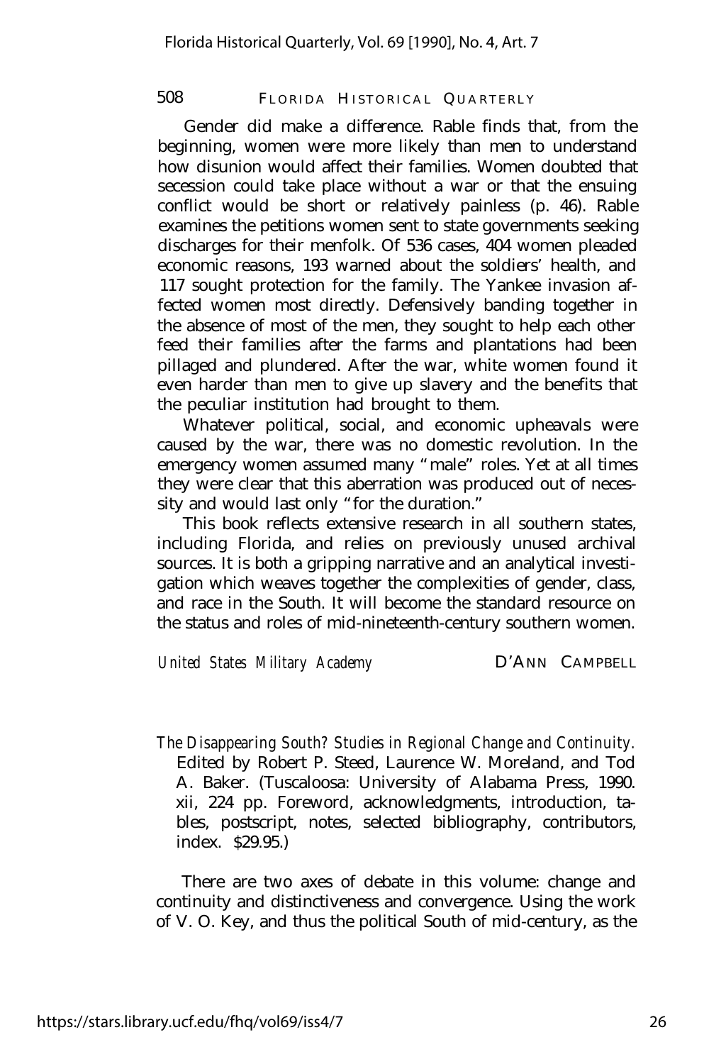Gender did make a difference. Rable finds that, from the beginning, women were more likely than men to understand how disunion would affect their families. Women doubted that secession could take place without a war or that the ensuing conflict would be short or relatively painless (p. 46). Rable examines the petitions women sent to state governments seeking discharges for their menfolk. Of 536 cases, 404 women pleaded economic reasons, 193 warned about the soldiers' health, and 117 sought protection for the family. The Yankee invasion affected women most directly. Defensively banding together in the absence of most of the men, they sought to help each other feed their families after the farms and plantations had been pillaged and plundered. After the war, white women found it even harder than men to give up slavery and the benefits that the peculiar institution had brought to them.

Whatever political, social, and economic upheavals were caused by the war, there was no domestic revolution. In the emergency women assumed many "male" roles. Yet at all times they were clear that this aberration was produced out of necessity and would last only "for the duration."

This book reflects extensive research in all southern states, including Florida, and relies on previously unused archival sources. It is both a gripping narrative and an analytical investigation which weaves together the complexities of gender, class, and race in the South. It will become the standard resource on the status and roles of mid-nineteenth-century southern women.

*United States Military Academy* D'ANN CAMPBELL

*The Disappearing South? Studies in Regional Change and Continuity.* Edited by Robert P. Steed, Laurence W. Moreland, and Tod A. Baker. (Tuscaloosa: University of Alabama Press, 1990. xii, 224 pp. Foreword, acknowledgments, introduction, tables, postscript, notes, selected bibliography, contributors, index. $29.95.)

There are two axes of debate in this volume: change and continuity and distinctiveness and convergence. Using the work of V. O. Key, and thus the political South of mid-century, as the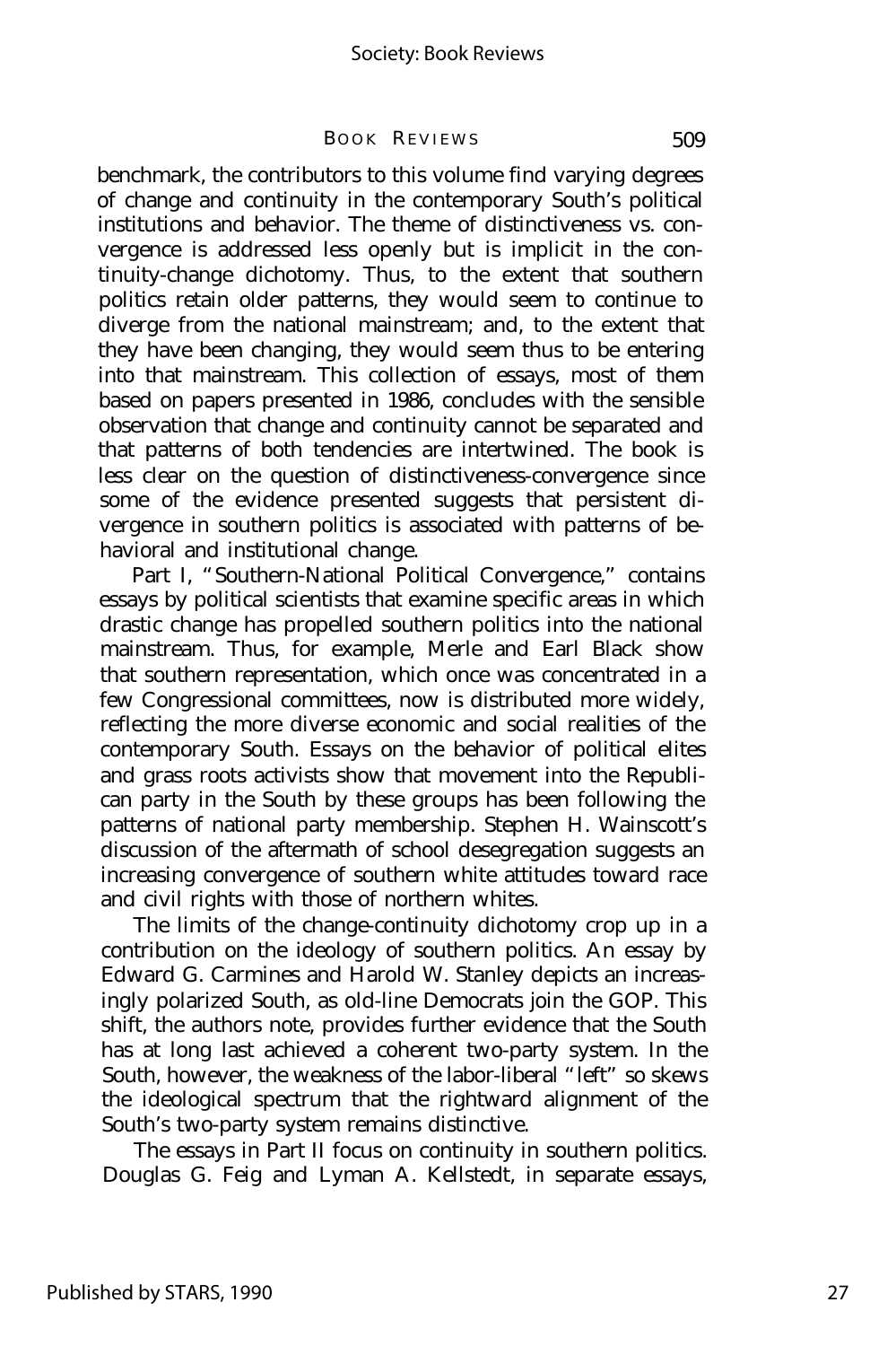benchmark, the contributors to this volume find varying degrees of change and continuity in the contemporary South's political institutions and behavior. The theme of distinctiveness vs. convergence is addressed less openly but is implicit in the continuity-change dichotomy. Thus, to the extent that southern politics retain older patterns, they would seem to continue to diverge from the national mainstream; and, to the extent that they have been changing, they would seem thus to be entering into that mainstream. This collection of essays, most of them based on papers presented in 1986, concludes with the sensible observation that change and continuity cannot be separated and that patterns of both tendencies are intertwined. The book is less clear on the question of distinctiveness-convergence since some of the evidence presented suggests that persistent divergence in southern politics is associated with patterns of behavioral and institutional change.

Part I, "Southern-National Political Convergence," contains essays by political scientists that examine specific areas in which drastic change has propelled southern politics into the national mainstream. Thus, for example, Merle and Earl Black show that southern representation, which once was concentrated in a few Congressional committees, now is distributed more widely, reflecting the more diverse economic and social realities of the contemporary South. Essays on the behavior of political elites and grass roots activists show that movement into the Republican party in the South by these groups has been following the patterns of national party membership. Stephen H. Wainscott's discussion of the aftermath of school desegregation suggests an increasing convergence of southern white attitudes toward race and civil rights with those of northern whites.

The limits of the change-continuity dichotomy crop up in a contribution on the ideology of southern politics. An essay by Edward G. Carmines and Harold W. Stanley depicts an increasingly polarized South, as old-line Democrats join the GOP. This shift, the authors note, provides further evidence that the South has at long last achieved a coherent two-party system. In the South, however, the weakness of the labor-liberal "left" so skews the ideological spectrum that the rightward alignment of the South's two-party system remains distinctive.

The essays in Part II focus on continuity in southern politics. Douglas G. Feig and Lyman A. Kellstedt, in separate essays,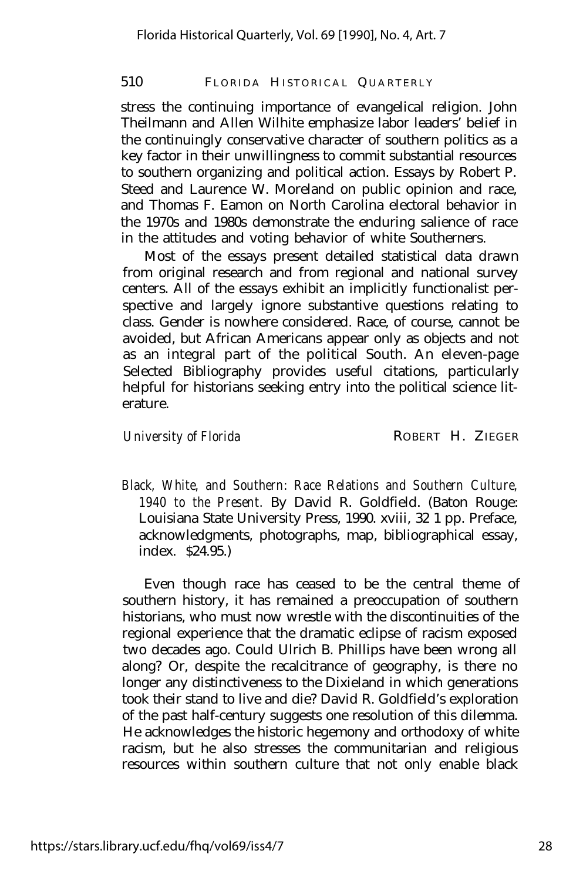stress the continuing importance of evangelical religion. John Theilmann and Allen Wilhite emphasize labor leaders' belief in the continuingly conservative character of southern politics as a key factor in their unwillingness to commit substantial resources to southern organizing and political action. Essays by Robert P. Steed and Laurence W. Moreland on public opinion and race, and Thomas F. Eamon on North Carolina electoral behavior in the 1970s and 1980s demonstrate the enduring salience of race in the attitudes and voting behavior of white Southerners.

Most of the essays present detailed statistical data drawn from original research and from regional and national survey centers. All of the essays exhibit an implicitly functionalist perspective and largely ignore substantive questions relating to class. Gender is nowhere considered. Race, of course, cannot be avoided, but African Americans appear only as objects and not as an integral part of the political South. An eleven-page Selected Bibliography provides useful citations, particularly helpful for historians seeking entry into the political science literature.

*University of Florida* ROBERT H. ZIEGER

*Black, White, and Southern: Race Relations and Southern Culture, 1940 to the Present.* By David R. Goldfield. (Baton Rouge: Louisiana State University Press, 1990. xviii, 32 1 pp. Preface, acknowledgments, photographs, map, bibliographical essay, index. $24.95.)

Even though race has ceased to be the central theme of southern history, it has remained a preoccupation of southern historians, who must now wrestle with the discontinuities of the regional experience that the dramatic eclipse of racism exposed two decades ago. Could Ulrich B. Phillips have been wrong all along? Or, despite the recalcitrance of geography, is there no longer any distinctiveness to the Dixieland in which generations took their stand to live and die? David R. Goldfield's exploration of the past half-century suggests one resolution of this dilemma. He acknowledges the historic hegemony and orthodoxy of white racism, but he also stresses the communitarian and religious resources within southern culture that not only enable black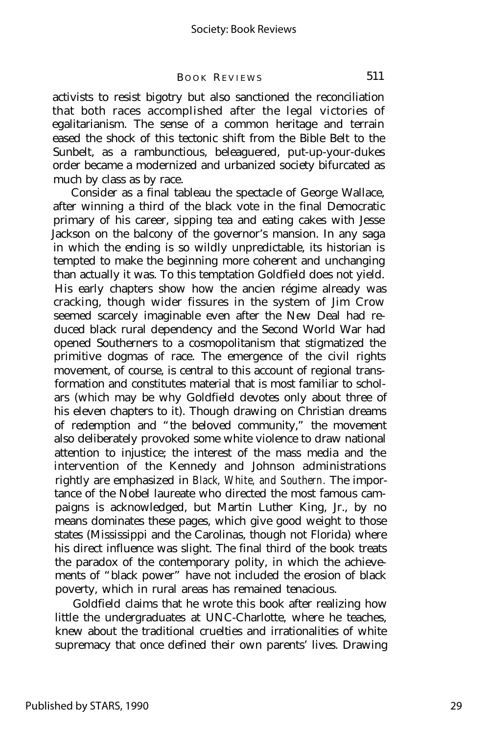activists to resist bigotry but also sanctioned the reconciliation that both races accomplished after the legal victories of egalitarianism. The sense of a common heritage and terrain eased the shock of this tectonic shift from the Bible Belt to the Sunbelt, as a rambunctious, beleaguered, put-up-your-dukes order became a modernized and urbanized society bifurcated as much by class as by race.

Consider as a final tableau the spectacle of George Wallace, after winning a third of the black vote in the final Democratic primary of his career, sipping tea and eating cakes with Jesse Jackson on the balcony of the governor's mansion. In any saga in which the ending is so wildly unpredictable, its historian is tempted to make the beginning more coherent and unchanging than actually it was. To this temptation Goldfield does not yield. His early chapters show how the ancien régime already was cracking, though wider fissures in the system of Jim Crow seemed scarcely imaginable even after the New Deal had reduced black rural dependency and the Second World War had opened Southerners to a cosmopolitanism that stigmatized the primitive dogmas of race. The emergence of the civil rights movement, of course, is central to this account of regional transformation and constitutes material that is most familiar to scholars (which may be why Goldfield devotes only about three of his eleven chapters to it). Though drawing on Christian dreams of redemption and "the beloved community," the movement also deliberately provoked some white violence to draw national attention to injustice; the interest of the mass media and the intervention of the Kennedy and Johnson administrations rightly are emphasized in *Black, White, and Southern*. The importance of the Nobel laureate who directed the most famous campaigns is acknowledged, but Martin Luther King, Jr., by no means dominates these pages, which give good weight to those states (Mississippi and the Carolinas, though not Florida) where his direct influence was slight. The final third of the book treats the paradox of the contemporary polity, in which the achievements of "black power" have not included the erosion of black poverty, which in rural areas has remained tenacious.

Goldfield claims that he wrote this book after realizing how little the undergraduates at UNC-Charlotte, where he teaches, knew about the traditional cruelties and irrationalities of white supremacy that once defined their own parents' lives. Drawing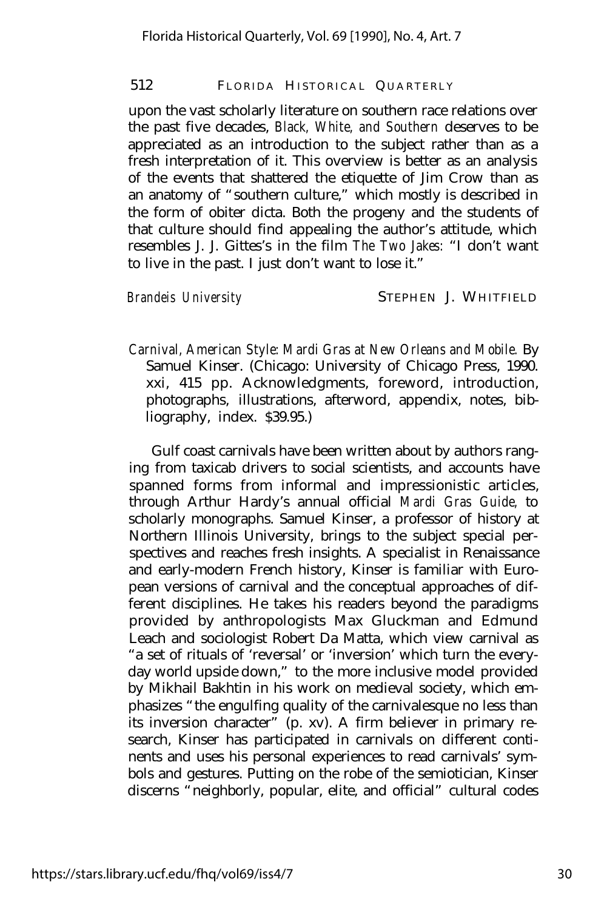upon the vast scholarly literature on southern race relations over the past five decades, *Black, White, and Southern* deserves to be appreciated as an introduction to the subject rather than as a fresh interpretation of it. This overview is better as an analysis of the events that shattered the etiquette of Jim Crow than as an anatomy of "southern culture," which mostly is described in the form of obiter dicta. Both the progeny and the students of that culture should find appealing the author's attitude, which resembles J. J. Gittes's in the film *The Two Jakes:* "I don't want to live in the past. I just don't want to lose it."

*Brandeis University* STEPHEN J. WHITFIELD

*Carnival, American Style: Mardi Gras at New Orleans and Mobile.* By Samuel Kinser. (Chicago: University of Chicago Press, 1990. xxi, 415 pp. Acknowledgments, foreword, introduction, photographs, illustrations, afterword, appendix, notes, bibliography, index. $39.95.)

Gulf coast carnivals have been written about by authors ranging from taxicab drivers to social scientists, and accounts have spanned forms from informal and impressionistic articles, through Arthur Hardy's annual official *Mardi Gras Guide,* to scholarly monographs. Samuel Kinser, a professor of history at Northern Illinois University, brings to the subject special perspectives and reaches fresh insights. A specialist in Renaissance and early-modern French history, Kinser is familiar with European versions of carnival and the conceptual approaches of different disciplines. He takes his readers beyond the paradigms provided by anthropologists Max Gluckman and Edmund Leach and sociologist Robert Da Matta, which view carnival as "a set of rituals of 'reversal' or 'inversion' which turn the everyday world upside down," to the more inclusive model provided by Mikhail Bakhtin in his work on medieval society, which emphasizes "the engulfing quality of the carnivalesque no less than its inversion character" (p. xv). A firm believer in primary research, Kinser has participated in carnivals on different continents and uses his personal experiences to read carnivals' symbols and gestures. Putting on the robe of the semiotician, Kinser discerns "neighborly, popular, elite, and official" cultural codes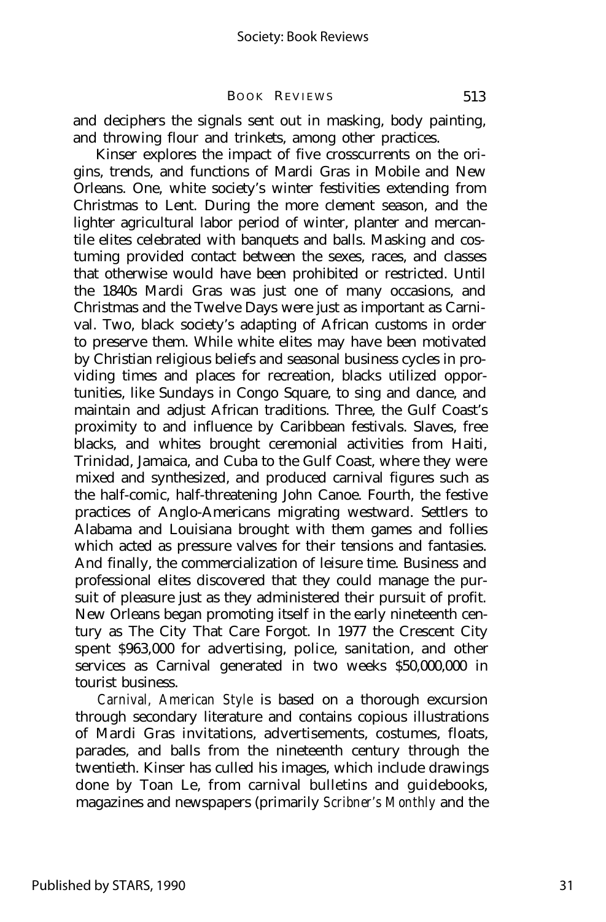and deciphers the signals sent out in masking, body painting, and throwing flour and trinkets, among other practices.

Kinser explores the impact of five crosscurrents on the origins, trends, and functions of Mardi Gras in Mobile and New Orleans. One, white society's winter festivities extending from Christmas to Lent. During the more clement season, and the lighter agricultural labor period of winter, planter and mercantile elites celebrated with banquets and balls. Masking and costuming provided contact between the sexes, races, and classes that otherwise would have been prohibited or restricted. Until the 1840s Mardi Gras was just one of many occasions, and Christmas and the Twelve Days were just as important as Carnival. Two, black society's adapting of African customs in order to preserve them. While white elites may have been motivated by Christian religious beliefs and seasonal business cycles in providing times and places for recreation, blacks utilized opportunities, like Sundays in Congo Square, to sing and dance, and maintain and adjust African traditions. Three, the Gulf Coast's proximity to and influence by Caribbean festivals. Slaves, free blacks, and whites brought ceremonial activities from Haiti, Trinidad, Jamaica, and Cuba to the Gulf Coast, where they were mixed and synthesized, and produced carnival figures such as the half-comic, half-threatening John Canoe. Fourth, the festive practices of Anglo-Americans migrating westward. Settlers to Alabama and Louisiana brought with them games and follies which acted as pressure valves for their tensions and fantasies. And finally, the commercialization of leisure time. Business and professional elites discovered that they could manage the pursuit of pleasure just as they administered their pursuit of profit. New Orleans began promoting itself in the early nineteenth century as The City That Care Forgot. In 1977 the Crescent City spent $963,000 for advertising, police, sanitation, and other services as Carnival generated in two weeks $50,000,000 in tourist business.

*Carnival, American Style* is based on a thorough excursion through secondary literature and contains copious illustrations of Mardi Gras invitations, advertisements, costumes, floats, parades, and balls from the nineteenth century through the twentieth. Kinser has culled his images, which include drawings done by Toan Le, from carnival bulletins and guidebooks, magazines and newspapers (primarily *Scribner's Monthly* and the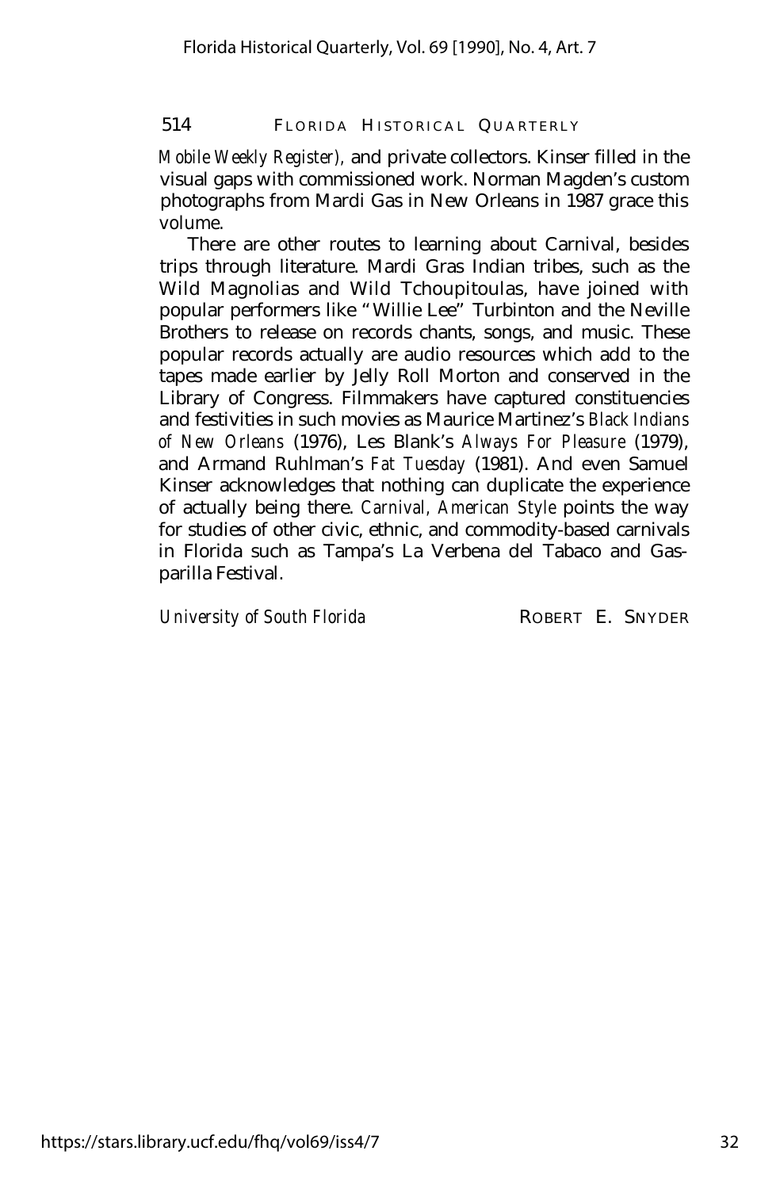*Mobile Weekly Register),* and private collectors. Kinser filled in the visual gaps with commissioned work. Norman Magden's custom photographs from Mardi Gas in New Orleans in 1987 grace this volume.

There are other routes to learning about Carnival, besides trips through literature. Mardi Gras Indian tribes, such as the Wild Magnolias and Wild Tchoupitoulas, have joined with popular performers like "Willie Lee" Turbinton and the Neville Brothers to release on records chants, songs, and music. These popular records actually are audio resources which add to the tapes made earlier by Jelly Roll Morton and conserved in the Library of Congress. Filmmakers have captured constituencies and festivities in such movies as Maurice Martinez's *Black Indians of New Orleans* (1976), Les Blank's *Always For Pleasure* (1979), and Armand Ruhlman's *Fat Tuesday* (1981). And even Samuel Kinser acknowledges that nothing can duplicate the experience of actually being there. *Carnival, American Style* points the way for studies of other civic, ethnic, and commodity-based carnivals in Florida such as Tampa's La Verbena del Tabaco and Gasparilla Festival.

*University of South Florida* ROBERT E. SNYDER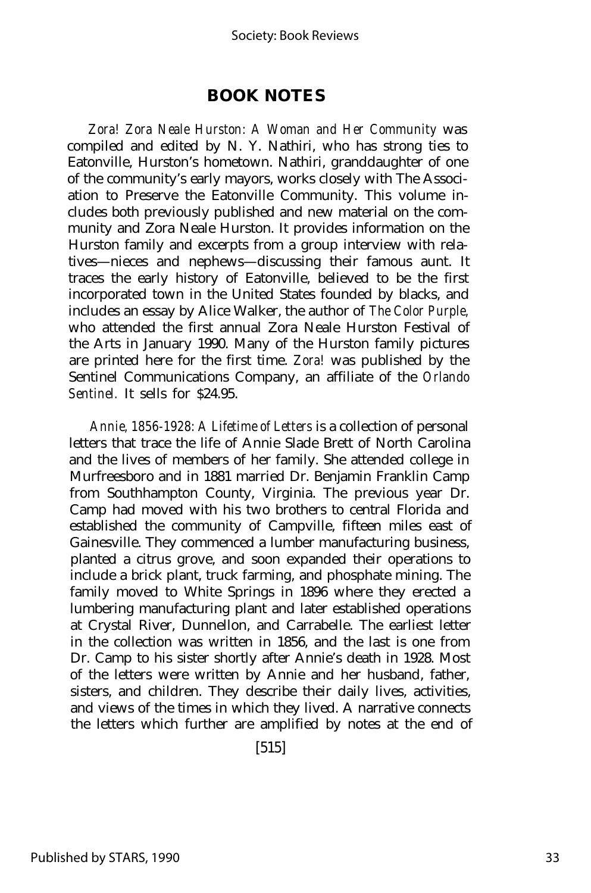## BOOK NOTES

*Zora! Zora Neale Hurston: A Woman and Her Community* was compiled and edited by N. Y. Nathiri, who has strong ties to Eatonville, Hurston's hometown. Nathiri, granddaughter of one of the community's early mayors, works closely with The Association to Preserve the Eatonville Community. This volume includes both previously published and new material on the community and Zora Neale Hurston. It provides information on the Hurston family and excerpts from a group interview with relatives—nieces and nephews—discussing their famous aunt. It traces the early history of Eatonville, believed to be the first incorporated town in the United States founded by blacks, and includes an essay by Alice Walker, the author of *The Color Purple,* who attended the first annual Zora Neale Hurston Festival of the Arts in January 1990. Many of the Hurston family pictures are printed here for the first time. *Zora!* was published by the Sentinel Communications Company, an affiliate of the *Orlando Sentinel.* It sells for $24.95.

*Annie, 1856-1928: A Lifetime of Letters* is a collection of personal letters that trace the life of Annie Slade Brett of North Carolina and the lives of members of her family. She attended college in Murfreesboro and in 1881 married Dr. Benjamin Franklin Camp from Southhampton County, Virginia. The previous year Dr. Camp had moved with his two brothers to central Florida and established the community of Campville, fifteen miles east of Gainesville. They commenced a lumber manufacturing business, planted a citrus grove, and soon expanded their operations to include a brick plant, truck farming, and phosphate mining. The family moved to White Springs in 1896 where they erected a lumbering manufacturing plant and later established operations at Crystal River, Dunnellon, and Carrabelle. The earliest letter in the collection was written in 1856, and the last is one from Dr. Camp to his sister shortly after Annie's death in 1928. Most of the letters were written by Annie and her husband, father, sisters, and children. They describe their daily lives, activities, and views of the times in which they lived. A narrative connects the letters which further are amplified by notes at the end of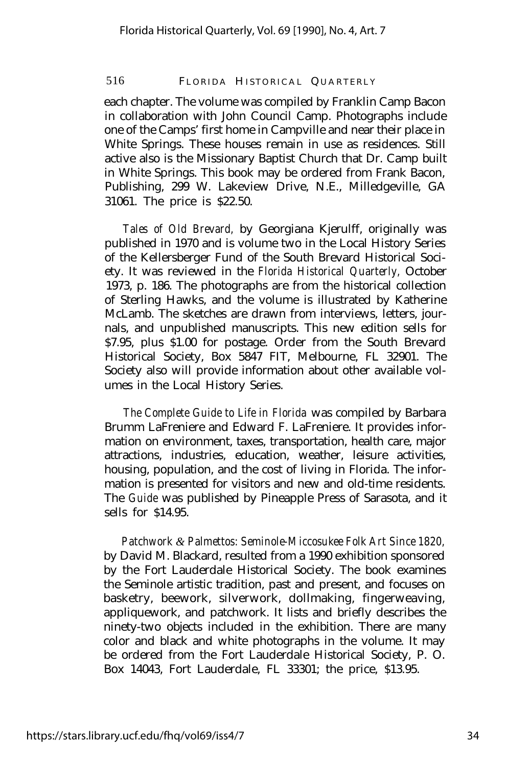each chapter. The volume was compiled by Franklin Camp Bacon in collaboration with John Council Camp. Photographs include one of the Camps' first home in Campville and near their place in White Springs. These houses remain in use as residences. Still active also is the Missionary Baptist Church that Dr. Camp built in White Springs. This book may be ordered from Frank Bacon, Publishing, 299 W. Lakeview Drive, N.E., Milledgeville, GA 31061. The price is $22.50.

*Tales of Old Brevard,* by Georgiana Kjerulff, originally was published in 1970 and is volume two in the Local History Series of the Kellersberger Fund of the South Brevard Historical Society. It was reviewed in the *Florida Historical Quarterly,* October 1973, p. 186. The photographs are from the historical collection of Sterling Hawks, and the volume is illustrated by Katherine McLamb. The sketches are drawn from interviews, letters, journals, and unpublished manuscripts. This new edition sells for $7.95, plus $1.00 for postage. Order from the South Brevard Historical Society, Box 5847 FIT, Melbourne, FL 32901. The Society also will provide information about other available volumes in the Local History Series.

*The Complete Guide to Life in Florida* was compiled by Barbara Brumm LaFreniere and Edward F. LaFreniere. It provides information on environment, taxes, transportation, health care, major attractions, industries, education, weather, leisure activities, housing, population, and the cost of living in Florida. The information is presented for visitors and new and old-time residents. The *Guide* was published by Pineapple Press of Sarasota, and it sells for $14.95.

*Patchwork & Palmettos: Seminole-Miccosukee Folk Art Since 1820,* by David M. Blackard, resulted from a 1990 exhibition sponsored by the Fort Lauderdale Historical Society. The book examines the Seminole artistic tradition, past and present, and focuses on basketry, beework, silverwork, dollmaking, fingerweaving, appliquework, and patchwork. It lists and briefly describes the ninety-two objects included in the exhibition. There are many color and black and white photographs in the volume. It may be ordered from the Fort Lauderdale Historical Society, P. O. Box 14043, Fort Lauderdale, FL 33301; the price, $13.95.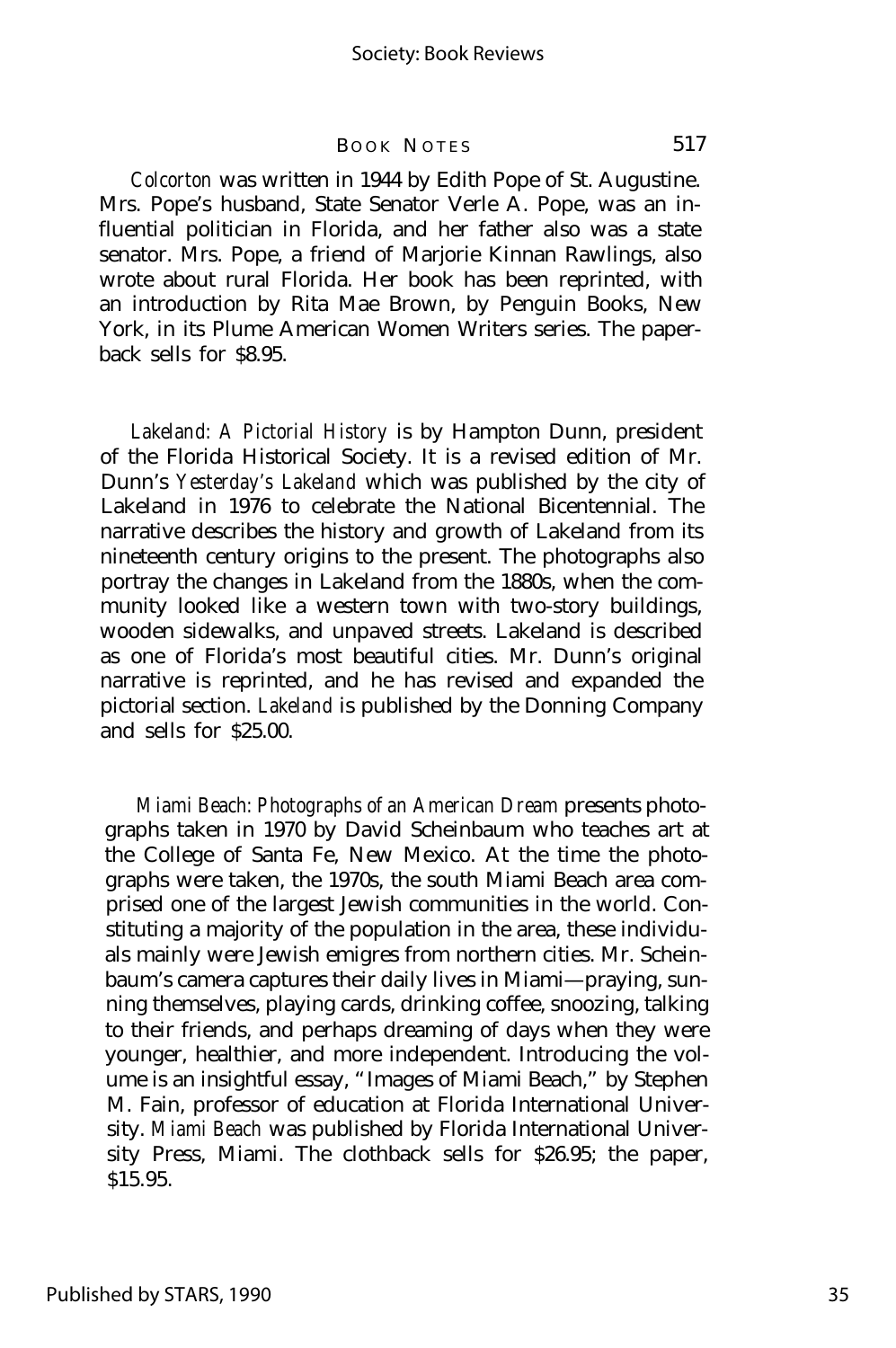*Colcorton* was written in 1944 by Edith Pope of St. Augustine. Mrs. Pope's husband, State Senator Verle A. Pope, was an influential politician in Florida, and her father also was a state senator. Mrs. Pope, a friend of Marjorie Kinnan Rawlings, also wrote about rural Florida. Her book has been reprinted, with an introduction by Rita Mae Brown, by Penguin Books, New York, in its Plume American Women Writers series. The paperback sells for $8.95.

*Lakeland: A Pictorial History* is by Hampton Dunn, president of the Florida Historical Society. It is a revised edition of Mr. Dunn's *Yesterday's Lakeland* which was published by the city of Lakeland in 1976 to celebrate the National Bicentennial. The narrative describes the history and growth of Lakeland from its nineteenth century origins to the present. The photographs also portray the changes in Lakeland from the 1880s, when the community looked like a western town with two-story buildings, wooden sidewalks, and unpaved streets. Lakeland is described as one of Florida's most beautiful cities. Mr. Dunn's original narrative is reprinted, and he has revised and expanded the pictorial section. *Lakeland* is published by the Donning Company and sells for $25.00.

*Miami Beach: Photographs of an American Dream* presents photographs taken in 1970 by David Scheinbaum who teaches art at the College of Santa Fe, New Mexico. At the time the photographs were taken, the 1970s, the south Miami Beach area comprised one of the largest Jewish communities in the world. Constituting a majority of the population in the area, these individuals mainly were Jewish emigres from northern cities. Mr. Scheinbaum's camera captures their daily lives in Miami—praying, sunning themselves, playing cards, drinking coffee, snoozing, talking to their friends, and perhaps dreaming of days when they were younger, healthier, and more independent. Introducing the volume is an insightful essay, "Images of Miami Beach," by Stephen M. Fain, professor of education at Florida International University. *Miami Beach* was published by Florida International University Press, Miami. The clothback sells for $26.95; the paper, $15.95.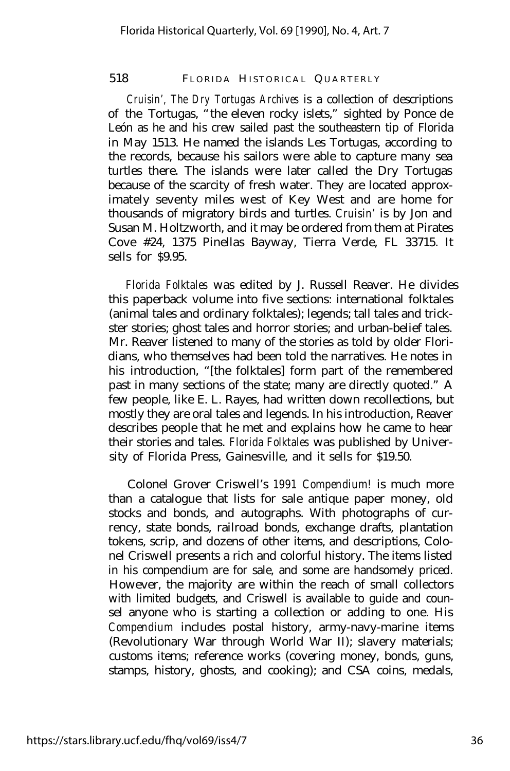*Cruisin', The Dry Tortugas Archives* is a collection of descriptions of the Tortugas, "the eleven rocky islets," sighted by Ponce de León as he and his crew sailed past the southeastern tip of Florida in May 1513. He named the islands Les Tortugas, according to the records, because his sailors were able to capture many sea turtles there. The islands were later called the Dry Tortugas because of the scarcity of fresh water. They are located approximately seventy miles west of Key West and are home for thousands of migratory birds and turtles. *Cruisin'* is by Jon and Susan M. Holtzworth, and it may be ordered from them at Pirates Cove #24, 1375 Pinellas Bayway, Tierra Verde, FL 33715. It sells for $9.95.

*Florida Folktales* was edited by J. Russell Reaver. He divides this paperback volume into five sections: international folktales (animal tales and ordinary folktales); legends; tall tales and trickster stories; ghost tales and horror stories; and urban-belief tales. Mr. Reaver listened to many of the stories as told by older Floridians, who themselves had been told the narratives. He notes in his introduction, "[the folktales] form part of the remembered past in many sections of the state; many are directly quoted." A few people, like E. L. Rayes, had written down recollections, but mostly they are oral tales and legends. In his introduction, Reaver describes people that he met and explains how he came to hear their stories and tales. *Florida Folktales* was published by University of Florida Press, Gainesville, and it sells for $19.50.

Colonel Grover Criswell's *1991 Compendium!* is much more than a catalogue that lists for sale antique paper money, old stocks and bonds, and autographs. With photographs of currency, state bonds, railroad bonds, exchange drafts, plantation tokens, scrip, and dozens of other items, and descriptions, Colonel Criswell presents a rich and colorful history. The items listed in his compendium are for sale, and some are handsomely priced. However, the majority are within the reach of small collectors with limited budgets, and Criswell is available to guide and counsel anyone who is starting a collection or adding to one. His *Compendium* includes postal history, army-navy-marine items (Revolutionary War through World War II); slavery materials; customs items; reference works (covering money, bonds, guns, stamps, history, ghosts, and cooking); and CSA coins, medals,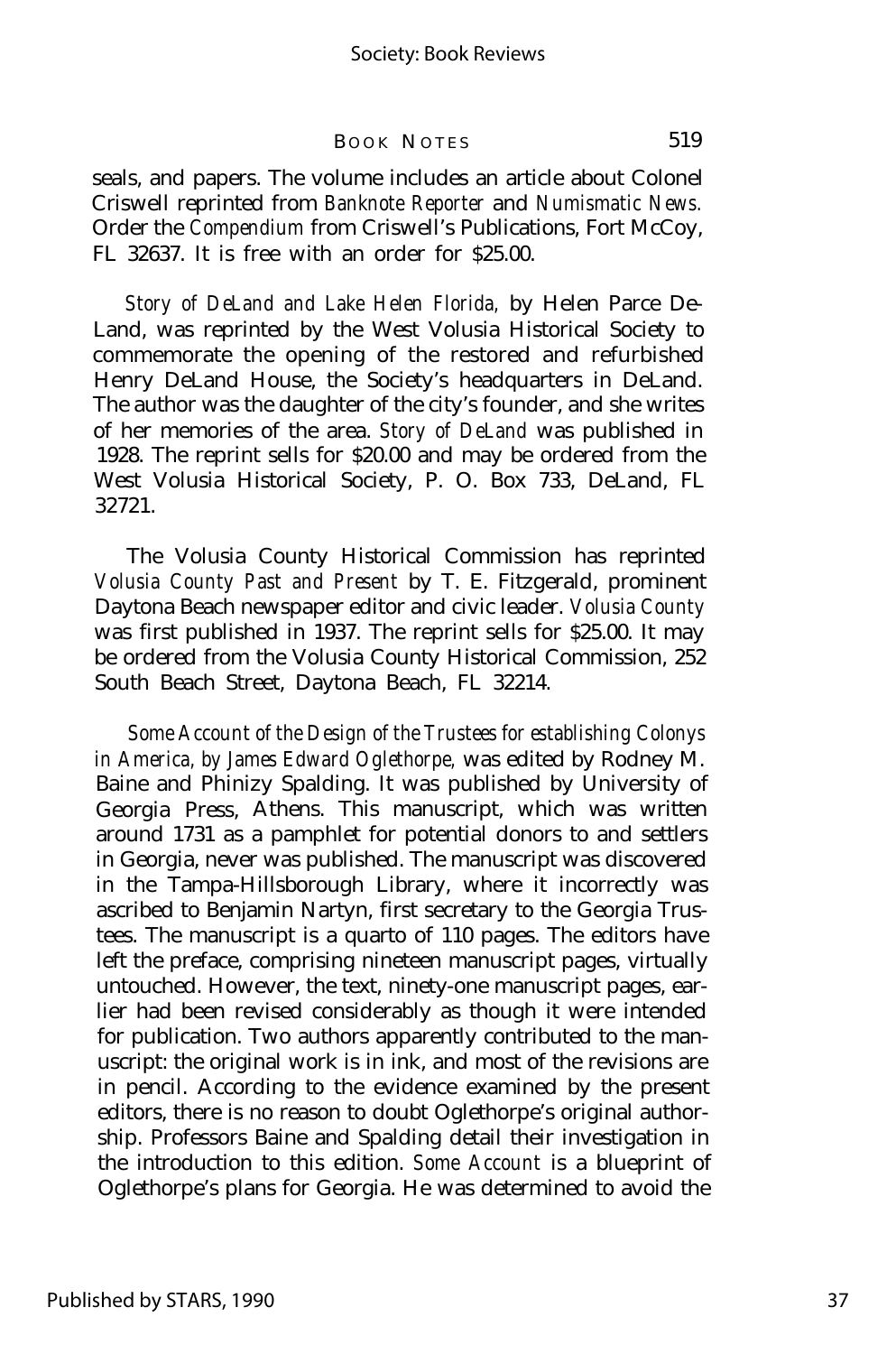seals, and papers. The volume includes an article about Colonel Criswell reprinted from *Banknote Reporter* and *Numismatic News.* Order the *Compendium* from Criswell's Publications, Fort McCoy, FL 32637. It is free with an order for $25.00.

*Story of DeLand and Lake Helen Florida,* by Helen Parce DeLand, was reprinted by the West Volusia Historical Society to commemorate the opening of the restored and refurbished Henry DeLand House, the Society's headquarters in DeLand. The author was the daughter of the city's founder, and she writes of her memories of the area. *Story of DeLand* was published in 1928. The reprint sells for $20.00 and may be ordered from the West Volusia Historical Society, P. O. Box 733, DeLand, FL 32721.

The Volusia County Historical Commission has reprinted *Volusia County Past and Present* by T. E. Fitzgerald, prominent Daytona Beach newspaper editor and civic leader. *Volusia County* was first published in 1937. The reprint sells for $25.00. It may be ordered from the Volusia County Historical Commission, 252 South Beach Street, Daytona Beach, FL 32214.

*Some Account of the Design of the Trustees for establishing Colonys in America, by James Edward Oglethorpe,* was edited by Rodney M. Baine and Phinizy Spalding. It was published by University of Georgia Press, Athens. This manuscript, which was written around 1731 as a pamphlet for potential donors to and settlers in Georgia, never was published. The manuscript was discovered in the Tampa-Hillsborough Library, where it incorrectly was ascribed to Benjamin Nartyn, first secretary to the Georgia Trustees. The manuscript is a quarto of 110 pages. The editors have left the preface, comprising nineteen manuscript pages, virtually untouched. However, the text, ninety-one manuscript pages, earlier had been revised considerably as though it were intended for publication. Two authors apparently contributed to the manuscript: the original work is in ink, and most of the revisions are in pencil. According to the evidence examined by the present editors, there is no reason to doubt Oglethorpe's original authorship. Professors Baine and Spalding detail their investigation in the introduction to this edition. *Some Account* is a blueprint of Oglethorpe's plans for Georgia. He was determined to avoid the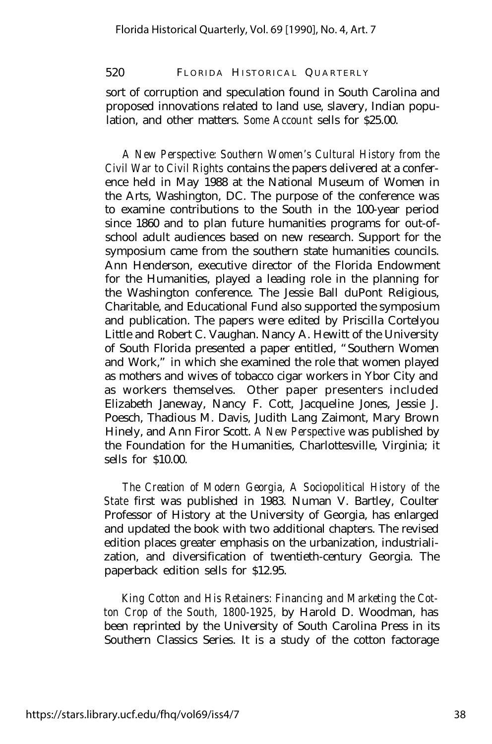sort of corruption and speculation found in South Carolina and proposed innovations related to land use, slavery, Indian population, and other matters. *Some Account* sells for $25.00.

*A New Perspective: Southern Women's Cultural History from the Civil War to Civil Rights* contains the papers delivered at a conference held in May 1988 at the National Museum of Women in the Arts, Washington, DC. The purpose of the conference was to examine contributions to the South in the 100-year period since 1860 and to plan future humanities programs for out-of-school adult audiences based on new research. Support for the symposium came from the southern state humanities councils. Ann Henderson, executive director of the Florida Endowment for the Humanities, played a leading role in the planning for the Washington conference. The Jessie Ball duPont Religious, Charitable, and Educational Fund also supported the symposium and publication. The papers were edited by Priscilla Cortelyou Little and Robert C. Vaughan. Nancy A. Hewitt of the University of South Florida presented a paper entitled, "Southern Women and Work," in which she examined the role that women played as mothers and wives of tobacco cigar workers in Ybor City and as workers themselves. Other paper presenters included Elizabeth Janeway, Nancy F. Cott, Jacqueline Jones, Jessie J. Poesch, Thadious M. Davis, Judith Lang Zaimont, Mary Brown Hinely, and Ann Firor Scott. *A New Perspective* was published by the Foundation for the Humanities, Charlottesville, Virginia; it sells for $10.00.

*The Creation of Modern Georgia, A Sociopolitical History of the State* first was published in 1983. Numan V. Bartley, Coulter Professor of History at the University of Georgia, has enlarged and updated the book with two additional chapters. The revised edition places greater emphasis on the urbanization, industrialization, and diversification of twentieth-century Georgia. The paperback edition sells for $12.95.

*King Cotton and His Retainers: Financing and Marketing the Cotton Crop of the South, 1800-1925,* by Harold D. Woodman, has been reprinted by the University of South Carolina Press in its Southern Classics Series. It is a study of the cotton factorage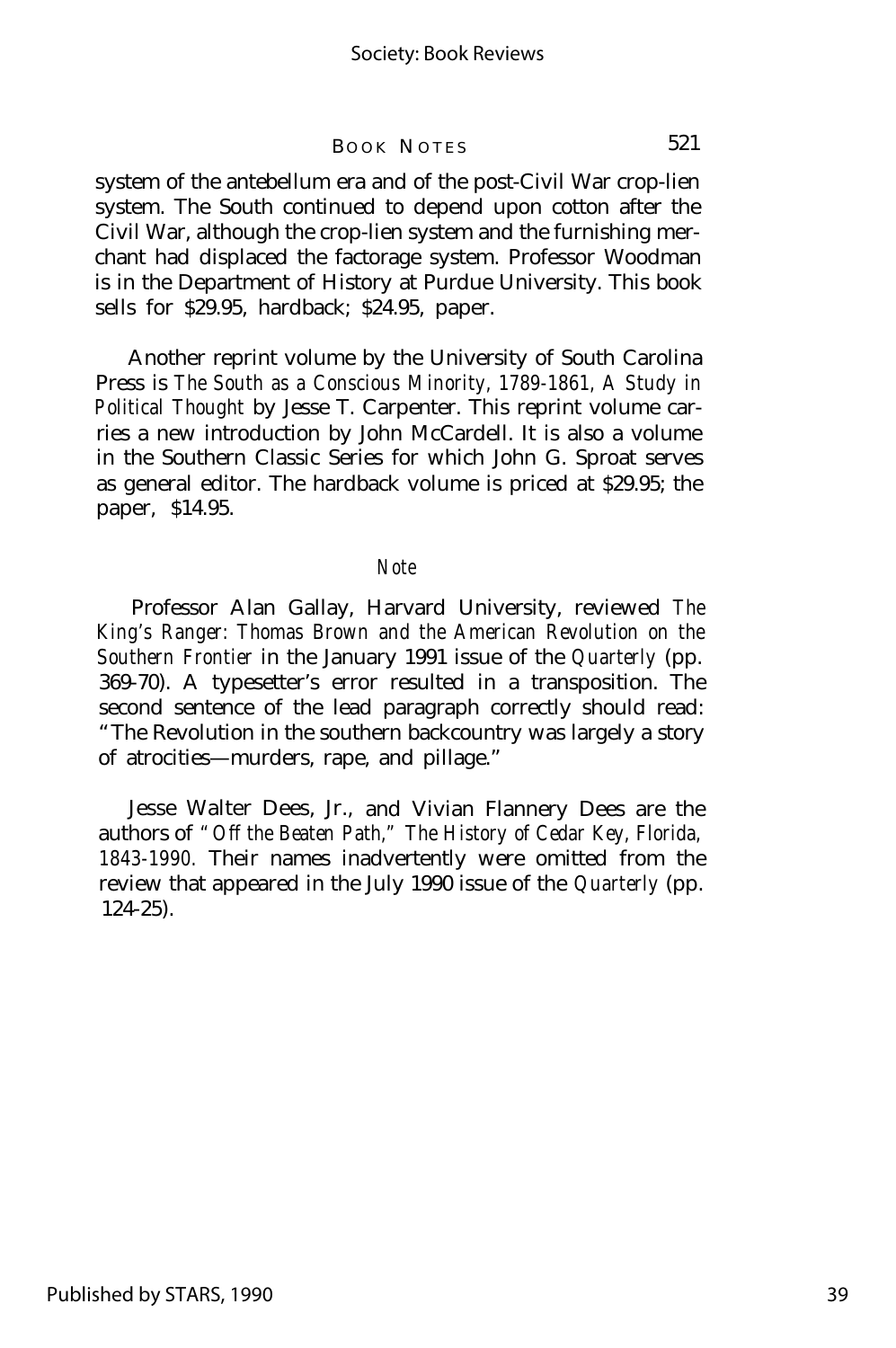system of the antebellum era and of the post-Civil War crop-lien system. The South continued to depend upon cotton after the Civil War, although the crop-lien system and the furnishing merchant had displaced the factorage system. Professor Woodman is in the Department of History at Purdue University. This book sells for $29.95, hardback; $24.95, paper.

Another reprint volume by the University of South Carolina Press is *The South as a Conscious Minority, 1789-1861, A Study in Political Thought* by Jesse T. Carpenter. This reprint volume carries a new introduction by John McCardell. It is also a volume in the Southern Classic Series for which John G. Sproat serves as general editor. The hardback volume is priced at $29.95; the paper, $14.95.

### *Note*

Professor Alan Gallay, Harvard University, reviewed *The King's Ranger: Thomas Brown and the American Revolution on the Southern Frontier* in the January 1991 issue of the *Quarterly* (pp. 369-70). A typesetter's error resulted in a transposition. The second sentence of the lead paragraph correctly should read: "The Revolution in the southern backcountry was largely a story of atrocities—murders, rape, and pillage."

Jesse Walter Dees, Jr., and Vivian Flannery Dees are the authors of *"Off the Beaten Path," The History of Cedar Key, Florida, 1843-1990.* Their names inadvertently were omitted from the review that appeared in the July 1990 issue of the *Quarterly* (pp. 124-25).